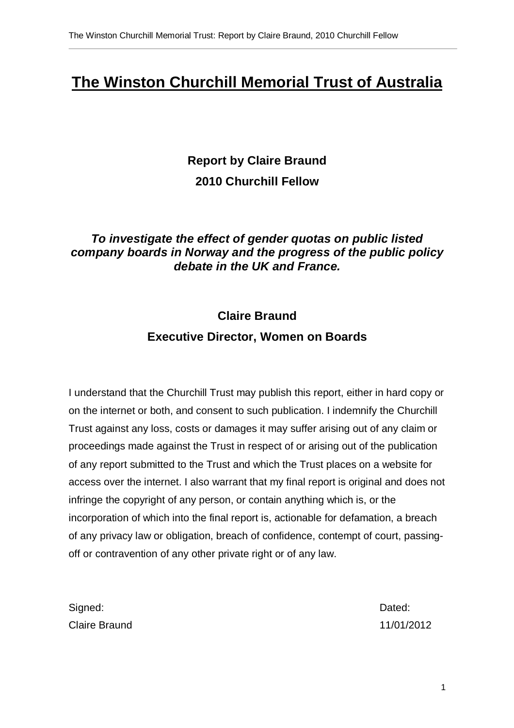# The Winston Churchill Memorial Trust of Australia

**Report by Claire Braund**

**2010 Churchill Fellow**

***To investigate the effect of gender quotas on public listed company boards in Norway and the progress of the public policy debate in the UK and France.***

**Claire Braund**

**Executive Director, Women on Boards**

I understand that the Churchill Trust may publish this report, either in hard copy or on the internet or both, and consent to such publication. I indemnify the Churchill Trust against any loss, costs or damages it may suffer arising out of any claim or proceedings made against the Trust in respect of or arising out of the publication of any report submitted to the Trust and which the Trust places on a website for access over the internet. I also warrant that my final report is original and does not infringe the copyright of any person, or contain anything which is, or the incorporation of which into the final report is, actionable for defamation, a breach of any privacy law or obligation, breach of confidence, contempt of court, passing-off or contravention of any other private right or of any law.

Signed: Claire Braund

Dated: 11/01/2012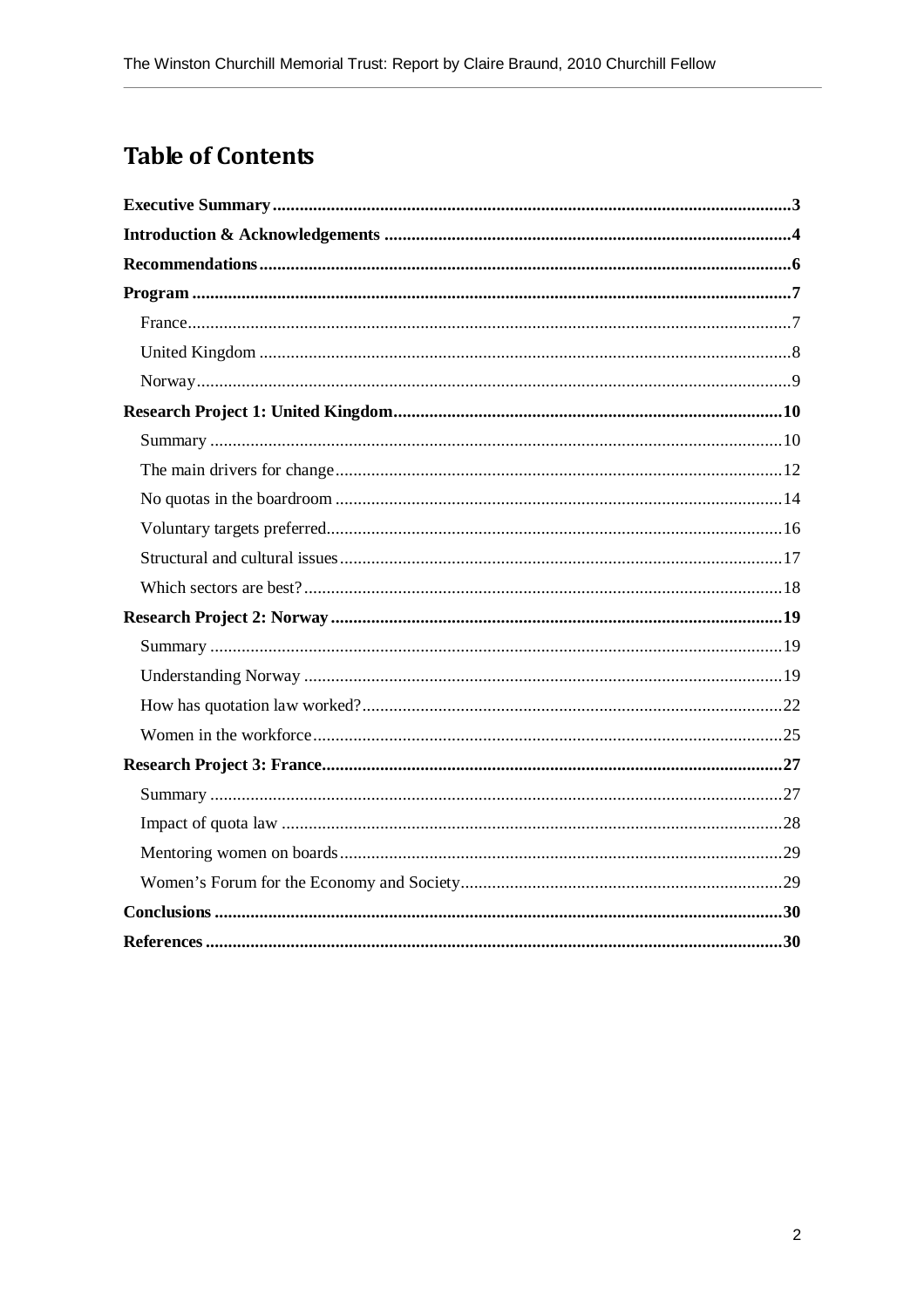# Table of Contents

**Executive Summary** .......... **3**

**Introduction & Acknowledgements** .......... **4**

**Recommendations** .......... **6**

**Program** .......... **7**

- France .......... 7
- United Kingdom .......... 8
- Norway .......... 9

**Research Project 1: United Kingdom** .......... **10**

- Summary .......... 10
- The main drivers for change .......... 12
- No quotas in the boardroom .......... 14
- Voluntary targets preferred .......... 16
- Structural and cultural issues .......... 17
- Which sectors are best? .......... 18

**Research Project 2: Norway** .......... **19**

- Summary .......... 19
- Understanding Norway .......... 19
- How has quotation law worked? .......... 22
- Women in the workforce .......... 25

**Research Project 3: France** .......... **27**

- Summary .......... 27
- Impact of quota law .......... 28
- Mentoring women on boards .......... 29
- Women's Forum for the Economy and Society .......... 29

**Conclusions** .......... **30**

**References** .......... **30**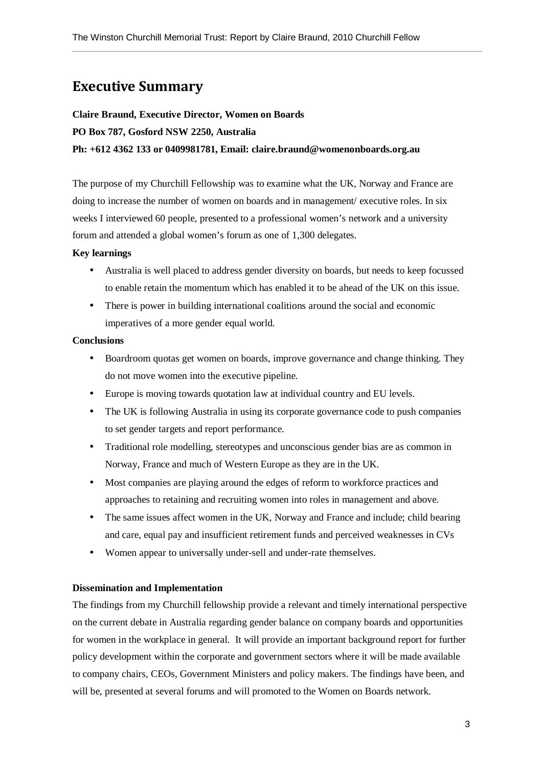# Executive Summary

**Claire Braund, Executive Director, Women on Boards**

**PO Box 787, Gosford NSW 2250, Australia**

**Ph: +612 4362 133 or 0409981781, Email: claire.braund@womenonboards.org.au**

The purpose of my Churchill Fellowship was to examine what the UK, Norway and France are doing to increase the number of women on boards and in management/ executive roles. In six weeks I interviewed 60 people, presented to a professional women's network and a university forum and attended a global women's forum as one of 1,300 delegates.

**Key learnings**

- Australia is well placed to address gender diversity on boards, but needs to keep focussed to enable retain the momentum which has enabled it to be ahead of the UK on this issue.
- There is power in building international coalitions around the social and economic imperatives of a more gender equal world.

**Conclusions**

- Boardroom quotas get women on boards, improve governance and change thinking. They do not move women into the executive pipeline.
- Europe is moving towards quotation law at individual country and EU levels.
- The UK is following Australia in using its corporate governance code to push companies to set gender targets and report performance.
- Traditional role modelling, stereotypes and unconscious gender bias are as common in Norway, France and much of Western Europe as they are in the UK.
- Most companies are playing around the edges of reform to workforce practices and approaches to retaining and recruiting women into roles in management and above.
- The same issues affect women in the UK, Norway and France and include; child bearing and care, equal pay and insufficient retirement funds and perceived weaknesses in CVs
- Women appear to universally under-sell and under-rate themselves.

**Dissemination and Implementation**

The findings from my Churchill fellowship provide a relevant and timely international perspective on the current debate in Australia regarding gender balance on company boards and opportunities for women in the workplace in general. It will provide an important background report for further policy development within the corporate and government sectors where it will be made available to company chairs, CEOs, Government Ministers and policy makers. The findings have been, and will be, presented at several forums and will promoted to the Women on Boards network.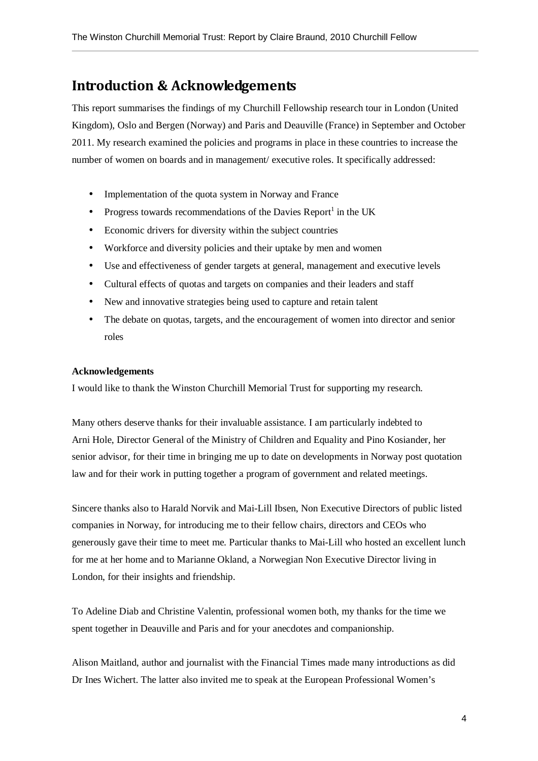# Introduction & Acknowledgements

This report summarises the findings of my Churchill Fellowship research tour in London (United Kingdom), Oslo and Bergen (Norway) and Paris and Deauville (France) in September and October 2011. My research examined the policies and programs in place in these countries to increase the number of women on boards and in management/ executive roles. It specifically addressed:

- Implementation of the quota system in Norway and France
- Progress towards recommendations of the Davies Report[1] in the UK
- Economic drivers for diversity within the subject countries
- Workforce and diversity policies and their uptake by men and women
- Use and effectiveness of gender targets at general, management and executive levels
- Cultural effects of quotas and targets on companies and their leaders and staff
- New and innovative strategies being used to capture and retain talent
- The debate on quotas, targets, and the encouragement of women into director and senior roles

**Acknowledgements**

I would like to thank the Winston Churchill Memorial Trust for supporting my research.

Many others deserve thanks for their invaluable assistance. I am particularly indebted to Arni Hole, Director General of the Ministry of Children and Equality and Pino Kosiander, her senior advisor, for their time in bringing me up to date on developments in Norway post quotation law and for their work in putting together a program of government and related meetings.

Sincere thanks also to Harald Norvik and Mai-Lill Ibsen, Non Executive Directors of public listed companies in Norway, for introducing me to their fellow chairs, directors and CEOs who generously gave their time to meet me. Particular thanks to Mai-Lill who hosted an excellent lunch for me at her home and to Marianne Okland, a Norwegian Non Executive Director living in London, for their insights and friendship.

To Adeline Diab and Christine Valentin, professional women both, my thanks for the time we spent together in Deauville and Paris and for your anecdotes and companionship.

Alison Maitland, author and journalist with the Financial Times made many introductions as did Dr Ines Wichert. The latter also invited me to speak at the European Professional Women's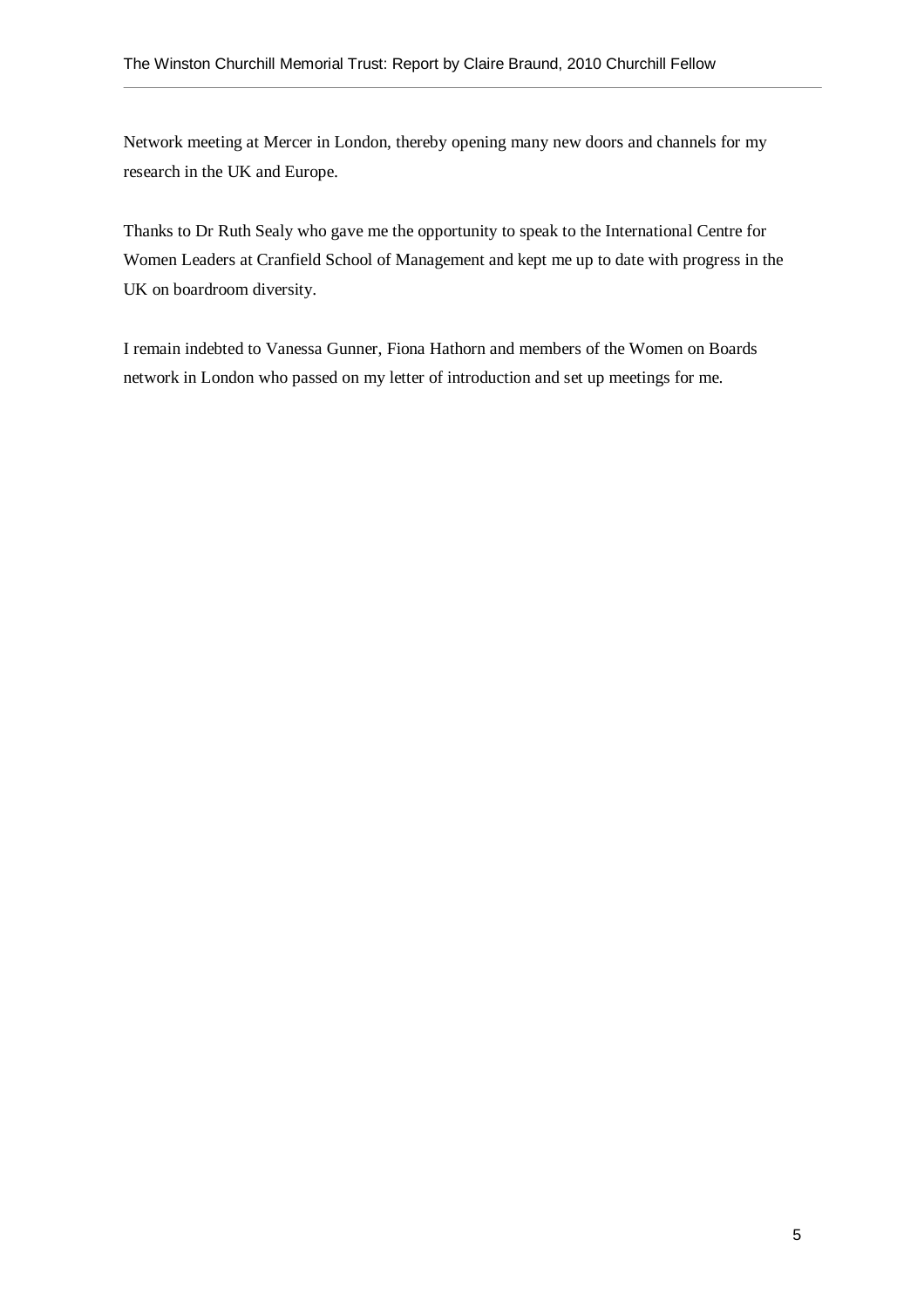Network meeting at Mercer in London, thereby opening many new doors and channels for my research in the UK and Europe.

Thanks to Dr Ruth Sealy who gave me the opportunity to speak to the International Centre for Women Leaders at Cranfield School of Management and kept me up to date with progress in the UK on boardroom diversity.

I remain indebted to Vanessa Gunner, Fiona Hathorn and members of the Women on Boards network in London who passed on my letter of introduction and set up meetings for me.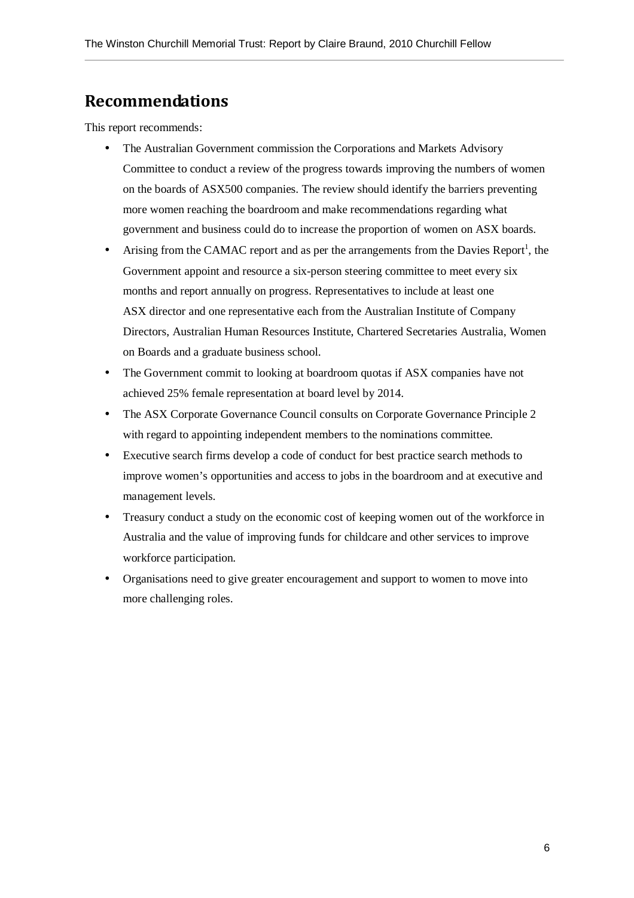## Recommendations

This report recommends:

- The Australian Government commission the Corporations and Markets Advisory Committee to conduct a review of the progress towards improving the numbers of women on the boards of ASX500 companies. The review should identify the barriers preventing more women reaching the boardroom and make recommendations regarding what government and business could do to increase the proportion of women on ASX boards.
- Arising from the CAMAC report and as per the arrangements from the Davies Report[1], the Government appoint and resource a six-person steering committee to meet every six months and report annually on progress. Representatives to include at least one ASX director and one representative each from the Australian Institute of Company Directors, Australian Human Resources Institute, Chartered Secretaries Australia, Women on Boards and a graduate business school.
- The Government commit to looking at boardroom quotas if ASX companies have not achieved 25% female representation at board level by 2014.
- The ASX Corporate Governance Council consults on Corporate Governance Principle 2 with regard to appointing independent members to the nominations committee.
- Executive search firms develop a code of conduct for best practice search methods to improve women's opportunities and access to jobs in the boardroom and at executive and management levels.
- Treasury conduct a study on the economic cost of keeping women out of the workforce in Australia and the value of improving funds for childcare and other services to improve workforce participation.
- Organisations need to give greater encouragement and support to women to move into more challenging roles.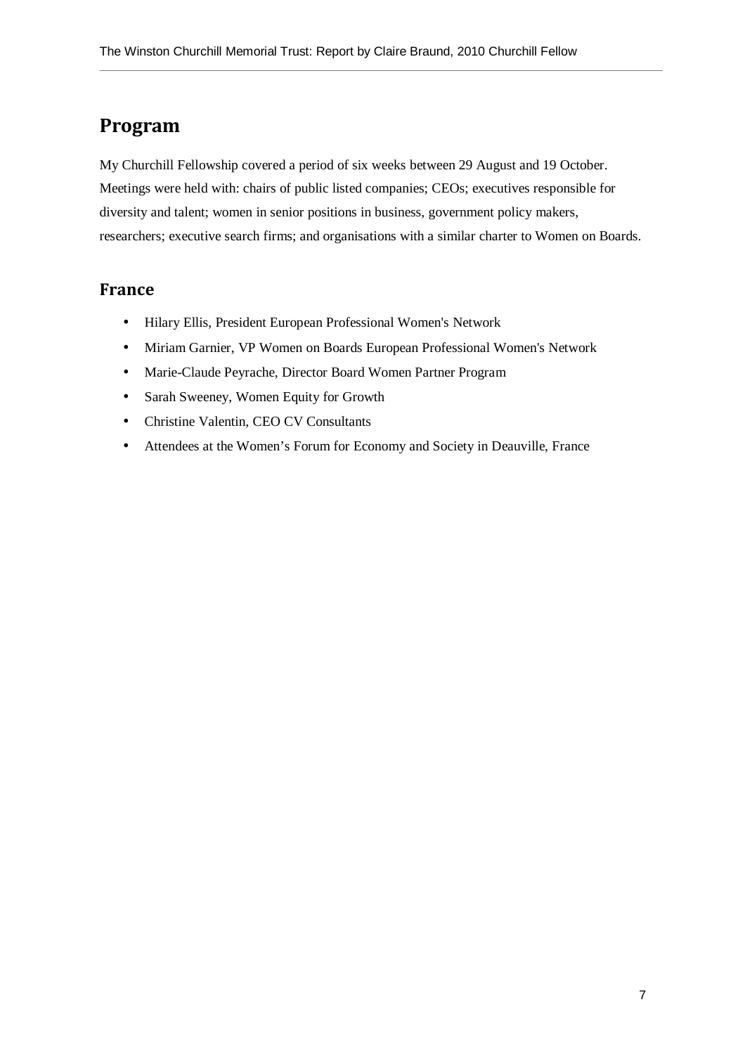# Program

My Churchill Fellowship covered a period of six weeks between 29 August and 19 October. Meetings were held with: chairs of public listed companies; CEOs; executives responsible for diversity and talent; women in senior positions in business, government policy makers, researchers; executive search firms; and organisations with a similar charter to Women on Boards.

## France

- Hilary Ellis, President European Professional Women's Network
- Miriam Garnier, VP Women on Boards European Professional Women's Network
- Marie-Claude Peyrache, Director Board Women Partner Program
- Sarah Sweeney, Women Equity for Growth
- Christine Valentin, CEO CV Consultants
- Attendees at the Women's Forum for Economy and Society in Deauville, France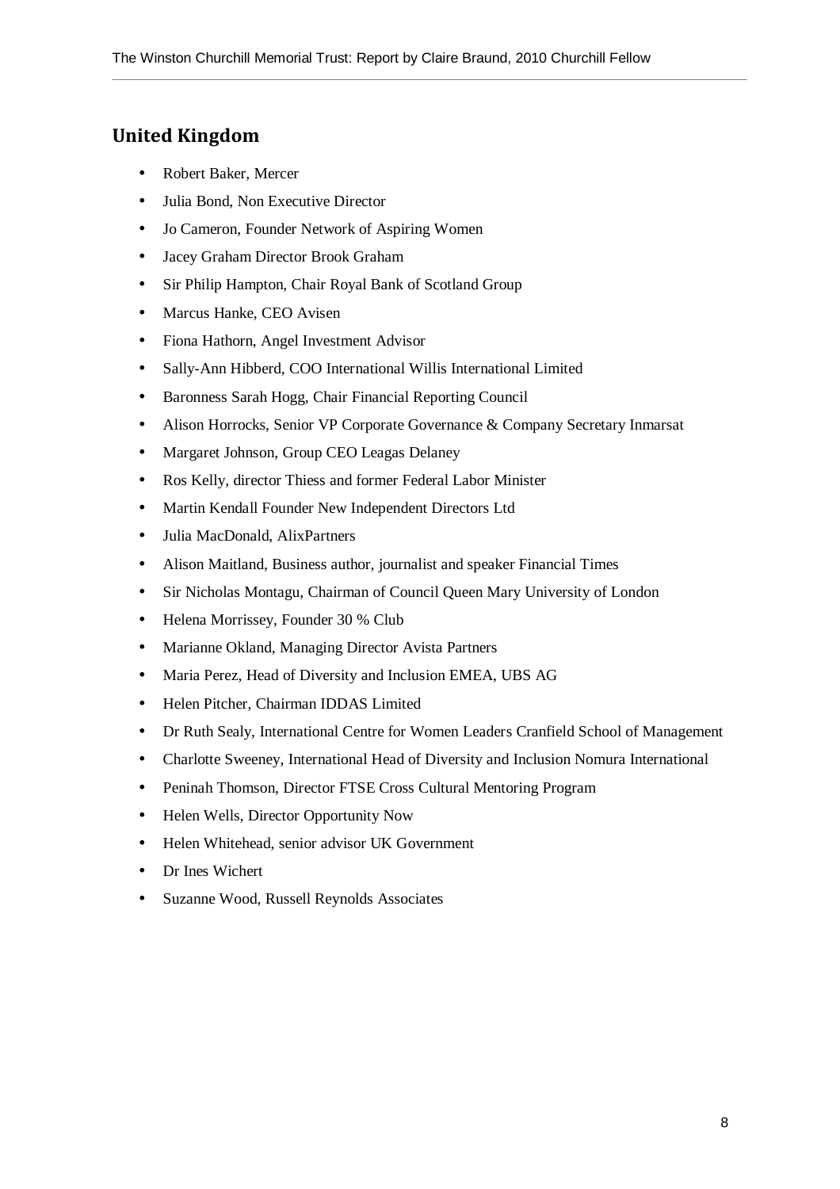## United Kingdom

- Robert Baker, Mercer
- Julia Bond, Non Executive Director
- Jo Cameron, Founder Network of Aspiring Women
- Jacey Graham Director Brook Graham
- Sir Philip Hampton, Chair Royal Bank of Scotland Group
- Marcus Hanke, CEO Avisen
- Fiona Hathorn, Angel Investment Advisor
- Sally-Ann Hibberd, COO International Willis International Limited
- Baronness Sarah Hogg, Chair Financial Reporting Council
- Alison Horrocks, Senior VP Corporate Governance & Company Secretary Inmarsat
- Margaret Johnson, Group CEO Leagas Delaney
- Ros Kelly, director Thiess and former Federal Labor Minister
- Martin Kendall Founder New Independent Directors Ltd
- Julia MacDonald, AlixPartners
- Alison Maitland, Business author, journalist and speaker Financial Times
- Sir Nicholas Montagu, Chairman of Council Queen Mary University of London
- Helena Morrissey, Founder 30 % Club
- Marianne Okland, Managing Director Avista Partners
- Maria Perez, Head of Diversity and Inclusion EMEA, UBS AG
- Helen Pitcher, Chairman IDDAS Limited
- Dr Ruth Sealy, International Centre for Women Leaders Cranfield School of Management
- Charlotte Sweeney, International Head of Diversity and Inclusion Nomura International
- Peninah Thomson, Director FTSE Cross Cultural Mentoring Program
- Helen Wells, Director Opportunity Now
- Helen Whitehead, senior advisor UK Government
- Dr Ines Wichert
- Suzanne Wood, Russell Reynolds Associates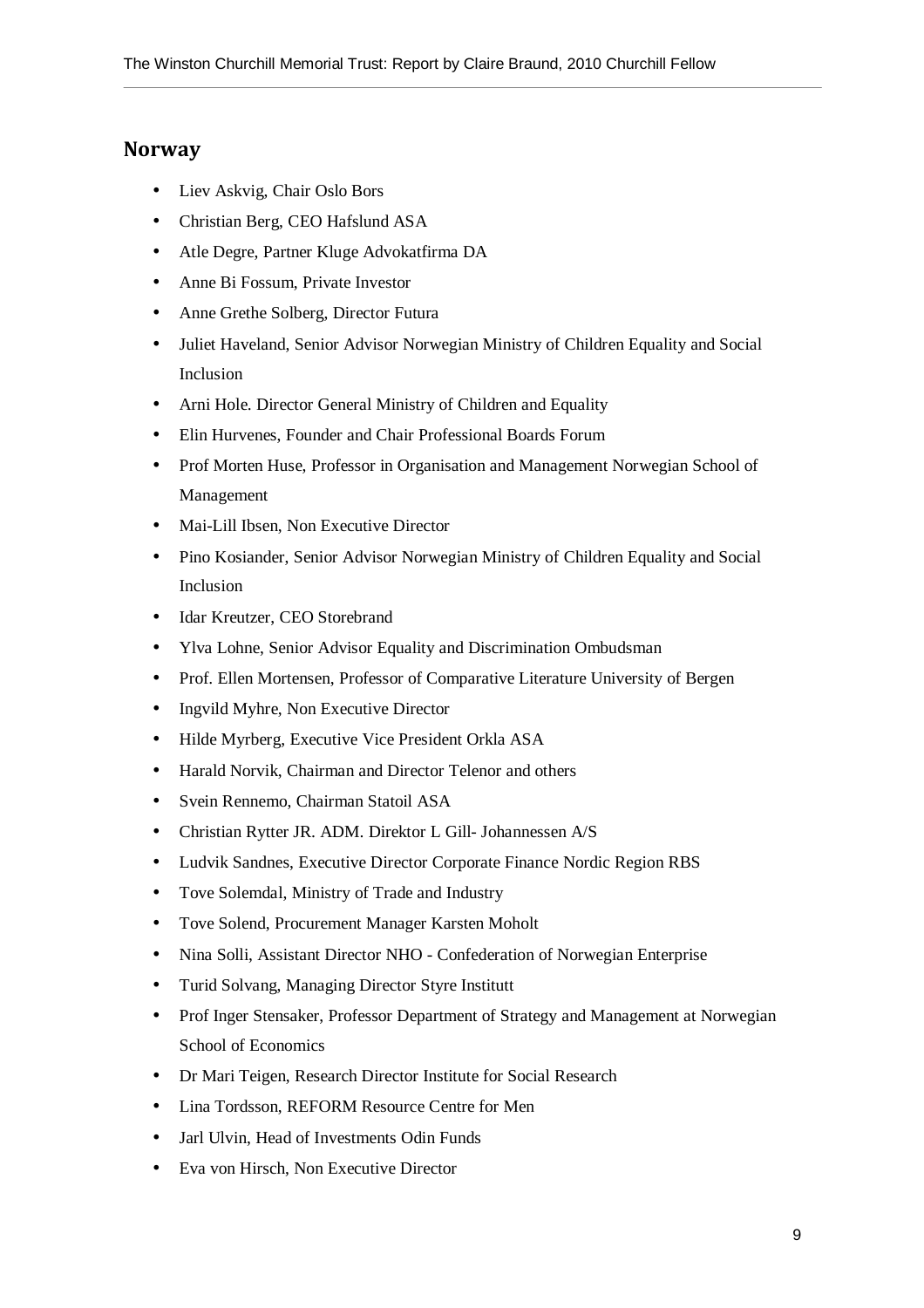## Norway

- Liev Askvig, Chair Oslo Bors
- Christian Berg, CEO Hafslund ASA
- Atle Degre, Partner Kluge Advokatfirma DA
- Anne Bi Fossum, Private Investor
- Anne Grethe Solberg, Director Futura
- Juliet Haveland, Senior Advisor Norwegian Ministry of Children Equality and Social Inclusion
- Arni Hole. Director General Ministry of Children and Equality
- Elin Hurvenes, Founder and Chair Professional Boards Forum
- Prof Morten Huse, Professor in Organisation and Management Norwegian School of Management
- Mai-Lill Ibsen, Non Executive Director
- Pino Kosiander, Senior Advisor Norwegian Ministry of Children Equality and Social Inclusion
- Idar Kreutzer, CEO Storebrand
- Ylva Lohne, Senior Advisor Equality and Discrimination Ombudsman
- Prof. Ellen Mortensen, Professor of Comparative Literature University of Bergen
- Ingvild Myhre, Non Executive Director
- Hilde Myrberg, Executive Vice President Orkla ASA
- Harald Norvik, Chairman and Director Telenor and others
- Svein Rennemo, Chairman Statoil ASA
- Christian Rytter JR. ADM. Direktor L Gill- Johannessen A/S
- Ludvik Sandnes, Executive Director Corporate Finance Nordic Region RBS
- Tove Solemdal, Ministry of Trade and Industry
- Tove Solend, Procurement Manager Karsten Moholt
- Nina Solli, Assistant Director NHO - Confederation of Norwegian Enterprise
- Turid Solvang, Managing Director Styre Institutt
- Prof Inger Stensaker, Professor Department of Strategy and Management at Norwegian School of Economics
- Dr Mari Teigen, Research Director Institute for Social Research
- Lina Tordsson, REFORM Resource Centre for Men
- Jarl Ulvin, Head of Investments Odin Funds
- Eva von Hirsch, Non Executive Director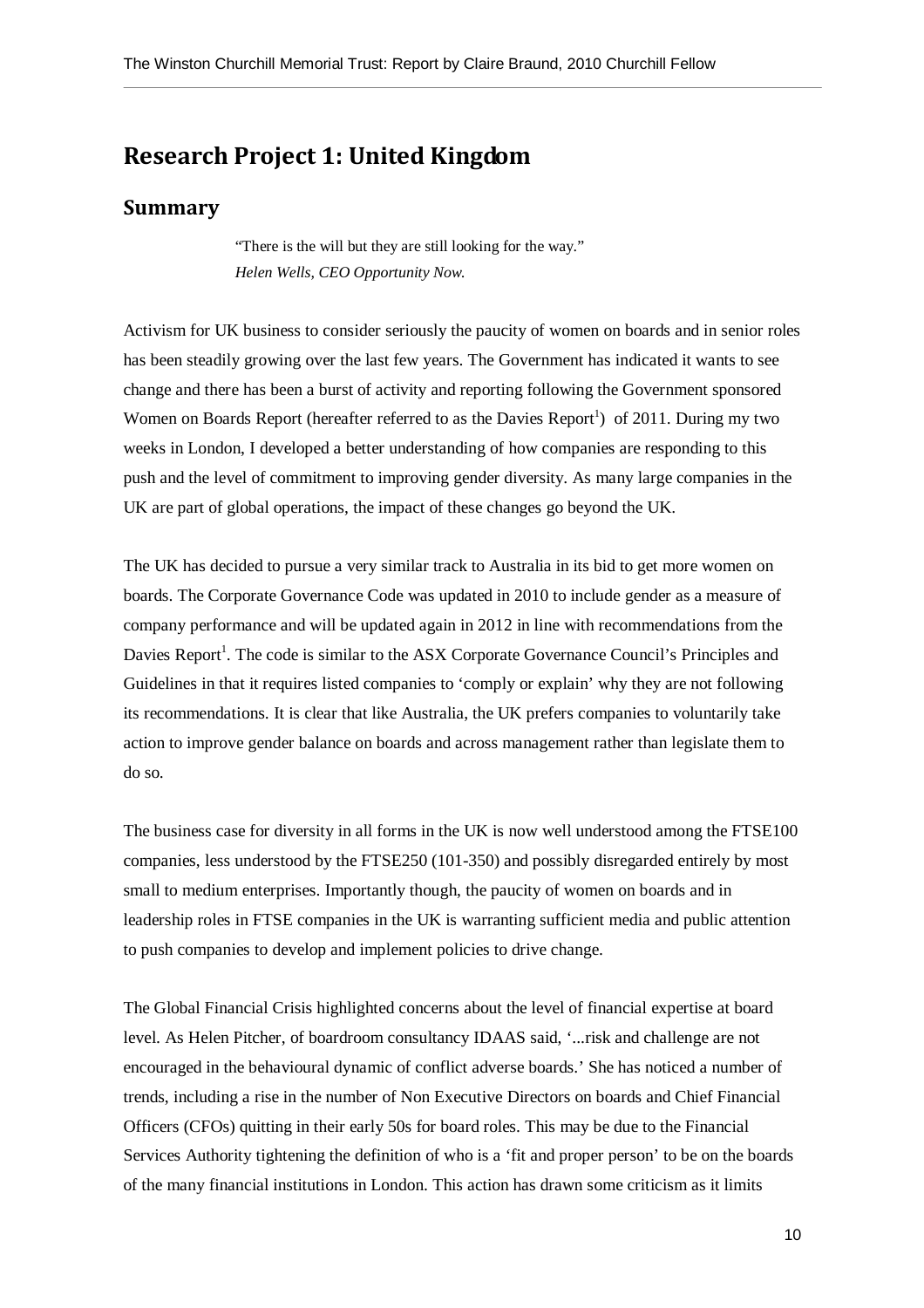# Research Project 1: United Kingdom

## Summary

> "There is the will but they are still looking for the way."
> *Helen Wells, CEO Opportunity Now.*

Activism for UK business to consider seriously the paucity of women on boards and in senior roles has been steadily growing over the last few years. The Government has indicated it wants to see change and there has been a burst of activity and reporting following the Government sponsored Women on Boards Report (hereafter referred to as the Davies Report[1]) of 2011. During my two weeks in London, I developed a better understanding of how companies are responding to this push and the level of commitment to improving gender diversity. As many large companies in the UK are part of global operations, the impact of these changes go beyond the UK.

The UK has decided to pursue a very similar track to Australia in its bid to get more women on boards. The Corporate Governance Code was updated in 2010 to include gender as a measure of company performance and will be updated again in 2012 in line with recommendations from the Davies Report[1]. The code is similar to the ASX Corporate Governance Council's Principles and Guidelines in that it requires listed companies to 'comply or explain' why they are not following its recommendations. It is clear that like Australia, the UK prefers companies to voluntarily take action to improve gender balance on boards and across management rather than legislate them to do so.

The business case for diversity in all forms in the UK is now well understood among the FTSE100 companies, less understood by the FTSE250 (101-350) and possibly disregarded entirely by most small to medium enterprises. Importantly though, the paucity of women on boards and in leadership roles in FTSE companies in the UK is warranting sufficient media and public attention to push companies to develop and implement policies to drive change.

The Global Financial Crisis highlighted concerns about the level of financial expertise at board level. As Helen Pitcher, of boardroom consultancy IDAAS said, '...risk and challenge are not encouraged in the behavioural dynamic of conflict adverse boards.' She has noticed a number of trends, including a rise in the number of Non Executive Directors on boards and Chief Financial Officers (CFOs) quitting in their early 50s for board roles. This may be due to the Financial Services Authority tightening the definition of who is a 'fit and proper person' to be on the boards of the many financial institutions in London. This action has drawn some criticism as it limits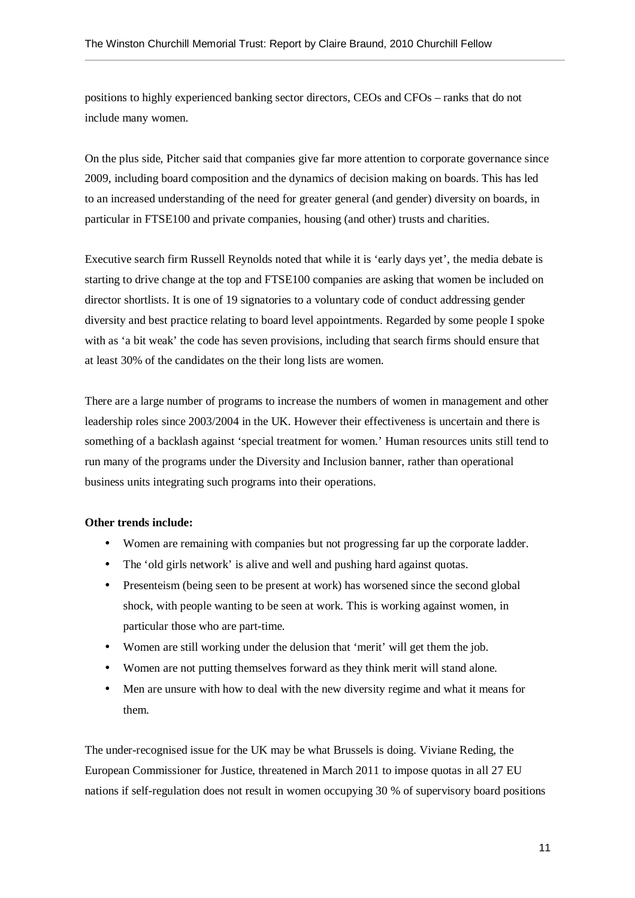positions to highly experienced banking sector directors, CEOs and CFOs – ranks that do not include many women.

On the plus side, Pitcher said that companies give far more attention to corporate governance since 2009, including board composition and the dynamics of decision making on boards. This has led to an increased understanding of the need for greater general (and gender) diversity on boards, in particular in FTSE100 and private companies, housing (and other) trusts and charities.

Executive search firm Russell Reynolds noted that while it is 'early days yet', the media debate is starting to drive change at the top and FTSE100 companies are asking that women be included on director shortlists. It is one of 19 signatories to a voluntary code of conduct addressing gender diversity and best practice relating to board level appointments. Regarded by some people I spoke with as 'a bit weak' the code has seven provisions, including that search firms should ensure that at least 30% of the candidates on the their long lists are women.

There are a large number of programs to increase the numbers of women in management and other leadership roles since 2003/2004 in the UK. However their effectiveness is uncertain and there is something of a backlash against 'special treatment for women.' Human resources units still tend to run many of the programs under the Diversity and Inclusion banner, rather than operational business units integrating such programs into their operations.

**Other trends include:**

- Women are remaining with companies but not progressing far up the corporate ladder.
- The 'old girls network' is alive and well and pushing hard against quotas.
- Presenteism (being seen to be present at work) has worsened since the second global shock, with people wanting to be seen at work. This is working against women, in particular those who are part-time.
- Women are still working under the delusion that 'merit' will get them the job.
- Women are not putting themselves forward as they think merit will stand alone.
- Men are unsure with how to deal with the new diversity regime and what it means for them.

The under-recognised issue for the UK may be what Brussels is doing. Viviane Reding, the European Commissioner for Justice, threatened in March 2011 to impose quotas in all 27 EU nations if self-regulation does not result in women occupying 30 % of supervisory board positions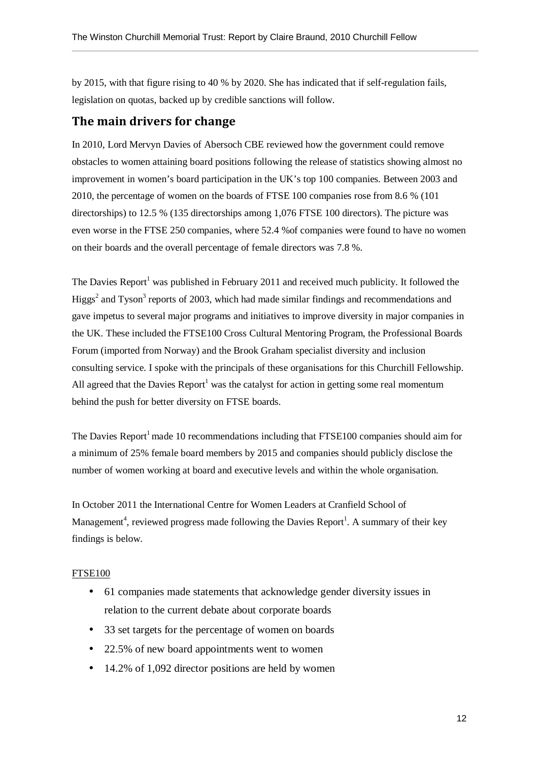by 2015, with that figure rising to 40 % by 2020. She has indicated that if self-regulation fails, legislation on quotas, backed up by credible sanctions will follow.

## The main drivers for change

In 2010, Lord Mervyn Davies of Abersoch CBE reviewed how the government could remove obstacles to women attaining board positions following the release of statistics showing almost no improvement in women's board participation in the UK's top 100 companies. Between 2003 and 2010, the percentage of women on the boards of FTSE 100 companies rose from 8.6 % (101 directorships) to 12.5 % (135 directorships among 1,076 FTSE 100 directors). The picture was even worse in the FTSE 250 companies, where 52.4 %of companies were found to have no women on their boards and the overall percentage of female directors was 7.8 %.

The Davies Report[1] was published in February 2011 and received much publicity. It followed the Higgs[2] and Tyson[3] reports of 2003, which had made similar findings and recommendations and gave impetus to several major programs and initiatives to improve diversity in major companies in the UK. These included the FTSE100 Cross Cultural Mentoring Program, the Professional Boards Forum (imported from Norway) and the Brook Graham specialist diversity and inclusion consulting service. I spoke with the principals of these organisations for this Churchill Fellowship. All agreed that the Davies Report[1] was the catalyst for action in getting some real momentum behind the push for better diversity on FTSE boards.

The Davies Report[1] made 10 recommendations including that FTSE100 companies should aim for a minimum of 25% female board members by 2015 and companies should publicly disclose the number of women working at board and executive levels and within the whole organisation.

In October 2011 the International Centre for Women Leaders at Cranfield School of Management[4], reviewed progress made following the Davies Report[1]. A summary of their key findings is below.

<u>FTSE100</u>

- 61 companies made statements that acknowledge gender diversity issues in relation to the current debate about corporate boards
- 33 set targets for the percentage of women on boards
- 22.5% of new board appointments went to women
- 14.2% of 1,092 director positions are held by women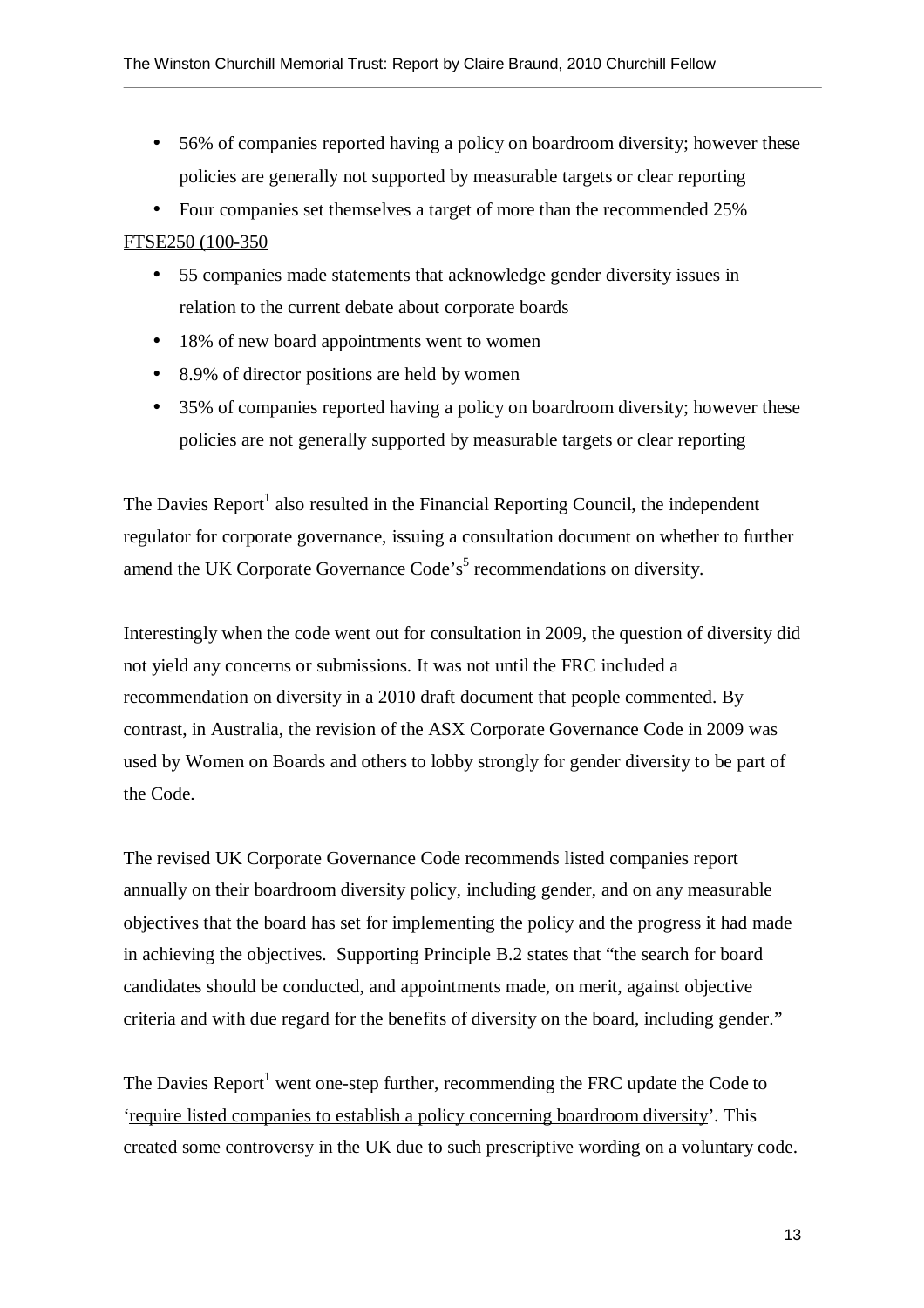- 56% of companies reported having a policy on boardroom diversity; however these policies are generally not supported by measurable targets or clear reporting
- Four companies set themselves a target of more than the recommended 25%

FTSE250 (100-350

- 55 companies made statements that acknowledge gender diversity issues in relation to the current debate about corporate boards
- 18% of new board appointments went to women
- 8.9% of director positions are held by women
- 35% of companies reported having a policy on boardroom diversity; however these policies are not generally supported by measurable targets or clear reporting

The Davies Report[1] also resulted in the Financial Reporting Council, the independent regulator for corporate governance, issuing a consultation document on whether to further amend the UK Corporate Governance Code's[5] recommendations on diversity.

Interestingly when the code went out for consultation in 2009, the question of diversity did not yield any concerns or submissions. It was not until the FRC included a recommendation on diversity in a 2010 draft document that people commented. By contrast, in Australia, the revision of the ASX Corporate Governance Code in 2009 was used by Women on Boards and others to lobby strongly for gender diversity to be part of the Code.

The revised UK Corporate Governance Code recommends listed companies report annually on their boardroom diversity policy, including gender, and on any measurable objectives that the board has set for implementing the policy and the progress it had made in achieving the objectives. Supporting Principle B.2 states that "the search for board candidates should be conducted, and appointments made, on merit, against objective criteria and with due regard for the benefits of diversity on the board, including gender."

The Davies Report[1] went one-step further, recommending the FRC update the Code to 'require listed companies to establish a policy concerning boardroom diversity'. This created some controversy in the UK due to such prescriptive wording on a voluntary code.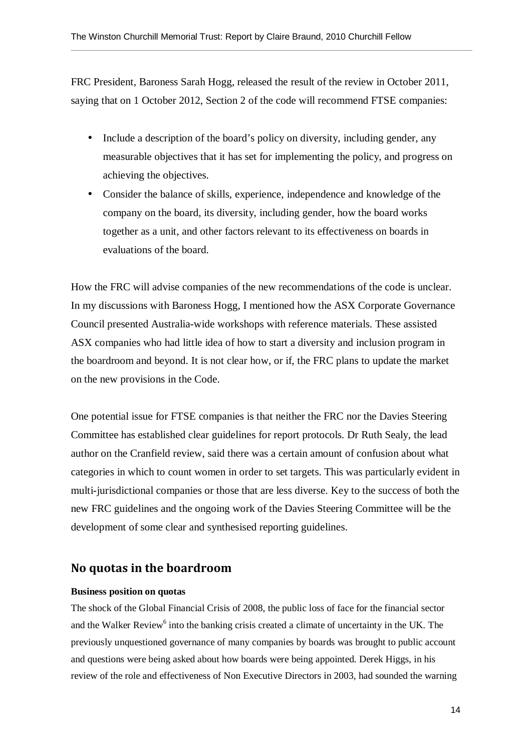FRC President, Baroness Sarah Hogg, released the result of the review in October 2011, saying that on 1 October 2012, Section 2 of the code will recommend FTSE companies:

- Include a description of the board's policy on diversity, including gender, any measurable objectives that it has set for implementing the policy, and progress on achieving the objectives.
- Consider the balance of skills, experience, independence and knowledge of the company on the board, its diversity, including gender, how the board works together as a unit, and other factors relevant to its effectiveness on boards in evaluations of the board.

How the FRC will advise companies of the new recommendations of the code is unclear. In my discussions with Baroness Hogg, I mentioned how the ASX Corporate Governance Council presented Australia-wide workshops with reference materials. These assisted ASX companies who had little idea of how to start a diversity and inclusion program in the boardroom and beyond. It is not clear how, or if, the FRC plans to update the market on the new provisions in the Code.

One potential issue for FTSE companies is that neither the FRC nor the Davies Steering Committee has established clear guidelines for report protocols. Dr Ruth Sealy, the lead author on the Cranfield review, said there was a certain amount of confusion about what categories in which to count women in order to set targets. This was particularly evident in multi-jurisdictional companies or those that are less diverse. Key to the success of both the new FRC guidelines and the ongoing work of the Davies Steering Committee will be the development of some clear and synthesised reporting guidelines.

## No quotas in the boardroom

**Business position on quotas**

The shock of the Global Financial Crisis of 2008, the public loss of face for the financial sector and the Walker Review[6] into the banking crisis created a climate of uncertainty in the UK. The previously unquestioned governance of many companies by boards was brought to public account and questions were being asked about how boards were being appointed. Derek Higgs, in his review of the role and effectiveness of Non Executive Directors in 2003, had sounded the warning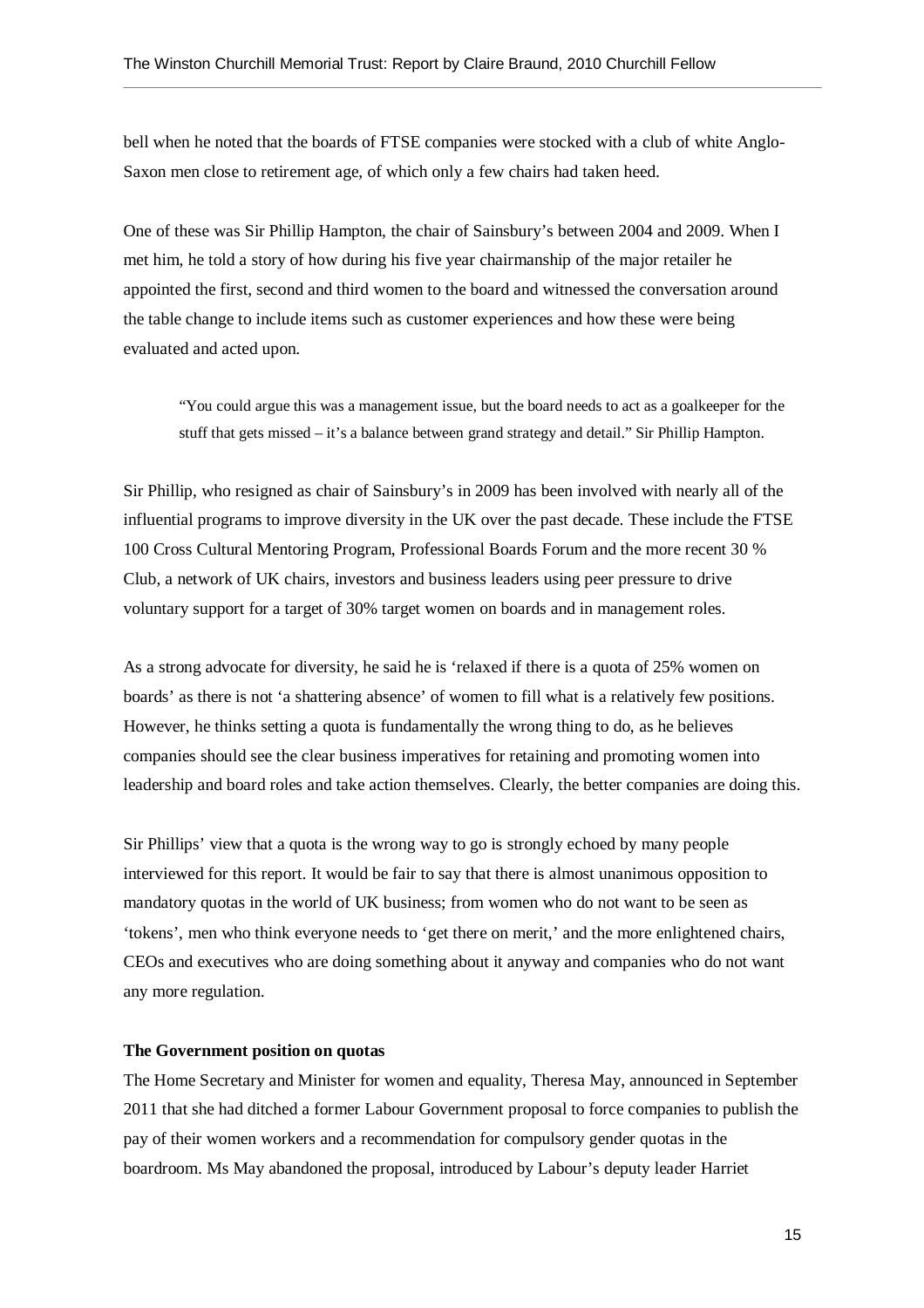bell when he noted that the boards of FTSE companies were stocked with a club of white Anglo-Saxon men close to retirement age, of which only a few chairs had taken heed.

One of these was Sir Phillip Hampton, the chair of Sainsbury's between 2004 and 2009. When I met him, he told a story of how during his five year chairmanship of the major retailer he appointed the first, second and third women to the board and witnessed the conversation around the table change to include items such as customer experiences and how these were being evaluated and acted upon.

> "You could argue this was a management issue, but the board needs to act as a goalkeeper for the stuff that gets missed – it's a balance between grand strategy and detail." Sir Phillip Hampton.

Sir Phillip, who resigned as chair of Sainsbury's in 2009 has been involved with nearly all of the influential programs to improve diversity in the UK over the past decade. These include the FTSE 100 Cross Cultural Mentoring Program, Professional Boards Forum and the more recent 30 % Club, a network of UK chairs, investors and business leaders using peer pressure to drive voluntary support for a target of 30% target women on boards and in management roles.

As a strong advocate for diversity, he said he is 'relaxed if there is a quota of 25% women on boards' as there is not 'a shattering absence' of women to fill what is a relatively few positions. However, he thinks setting a quota is fundamentally the wrong thing to do, as he believes companies should see the clear business imperatives for retaining and promoting women into leadership and board roles and take action themselves. Clearly, the better companies are doing this.

Sir Phillips' view that a quota is the wrong way to go is strongly echoed by many people interviewed for this report. It would be fair to say that there is almost unanimous opposition to mandatory quotas in the world of UK business; from women who do not want to be seen as 'tokens', men who think everyone needs to 'get there on merit,' and the more enlightened chairs, CEOs and executives who are doing something about it anyway and companies who do not want any more regulation.

**The Government position on quotas**

The Home Secretary and Minister for women and equality, Theresa May, announced in September 2011 that she had ditched a former Labour Government proposal to force companies to publish the pay of their women workers and a recommendation for compulsory gender quotas in the boardroom. Ms May abandoned the proposal, introduced by Labour's deputy leader Harriet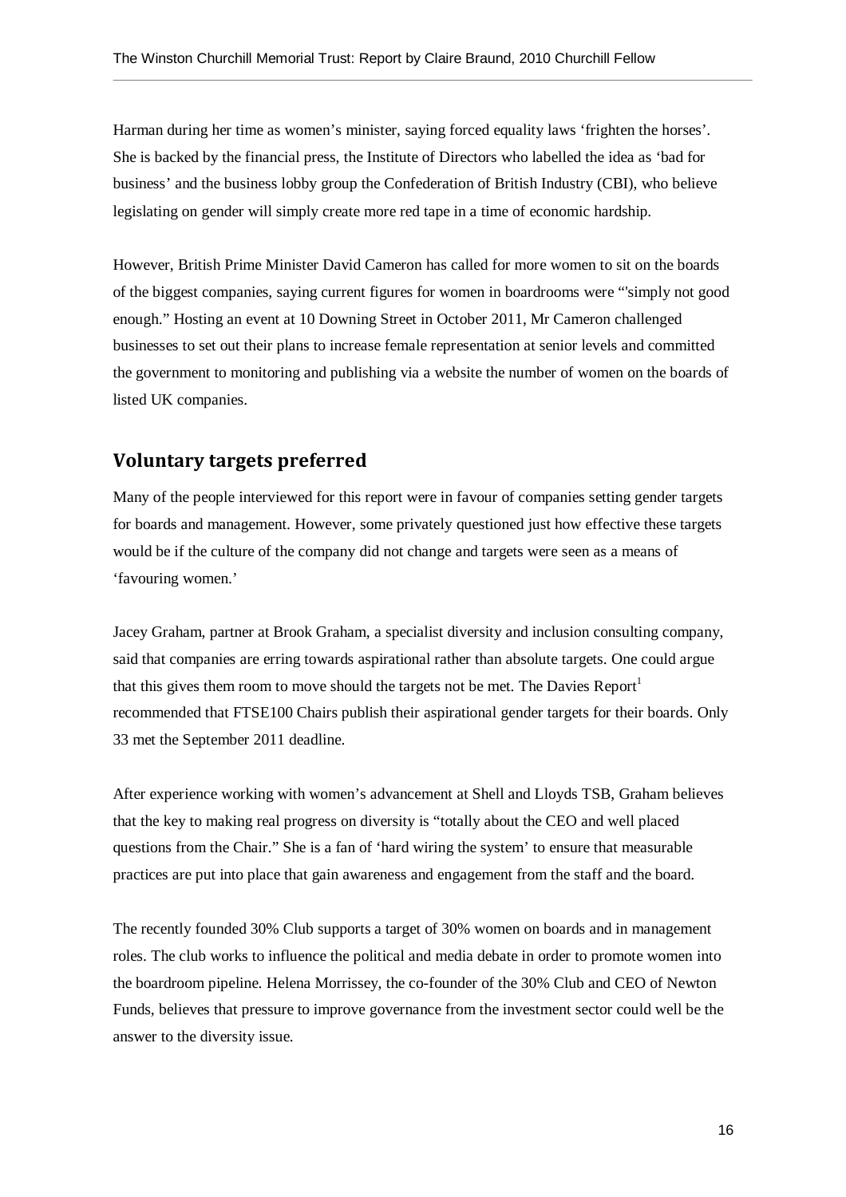Harman during her time as women's minister, saying forced equality laws 'frighten the horses'. She is backed by the financial press, the Institute of Directors who labelled the idea as 'bad for business' and the business lobby group the Confederation of British Industry (CBI), who believe legislating on gender will simply create more red tape in a time of economic hardship.

However, British Prime Minister David Cameron has called for more women to sit on the boards of the biggest companies, saying current figures for women in boardrooms were "'simply not good enough." Hosting an event at 10 Downing Street in October 2011, Mr Cameron challenged businesses to set out their plans to increase female representation at senior levels and committed the government to monitoring and publishing via a website the number of women on the boards of listed UK companies.

## Voluntary targets preferred

Many of the people interviewed for this report were in favour of companies setting gender targets for boards and management. However, some privately questioned just how effective these targets would be if the culture of the company did not change and targets were seen as a means of 'favouring women.'

Jacey Graham, partner at Brook Graham, a specialist diversity and inclusion consulting company, said that companies are erring towards aspirational rather than absolute targets. One could argue that this gives them room to move should the targets not be met. The Davies Report[1] recommended that FTSE100 Chairs publish their aspirational gender targets for their boards. Only 33 met the September 2011 deadline.

After experience working with women's advancement at Shell and Lloyds TSB, Graham believes that the key to making real progress on diversity is "totally about the CEO and well placed questions from the Chair." She is a fan of 'hard wiring the system' to ensure that measurable practices are put into place that gain awareness and engagement from the staff and the board.

The recently founded 30% Club supports a target of 30% women on boards and in management roles. The club works to influence the political and media debate in order to promote women into the boardroom pipeline. Helena Morrissey, the co-founder of the 30% Club and CEO of Newton Funds, believes that pressure to improve governance from the investment sector could well be the answer to the diversity issue.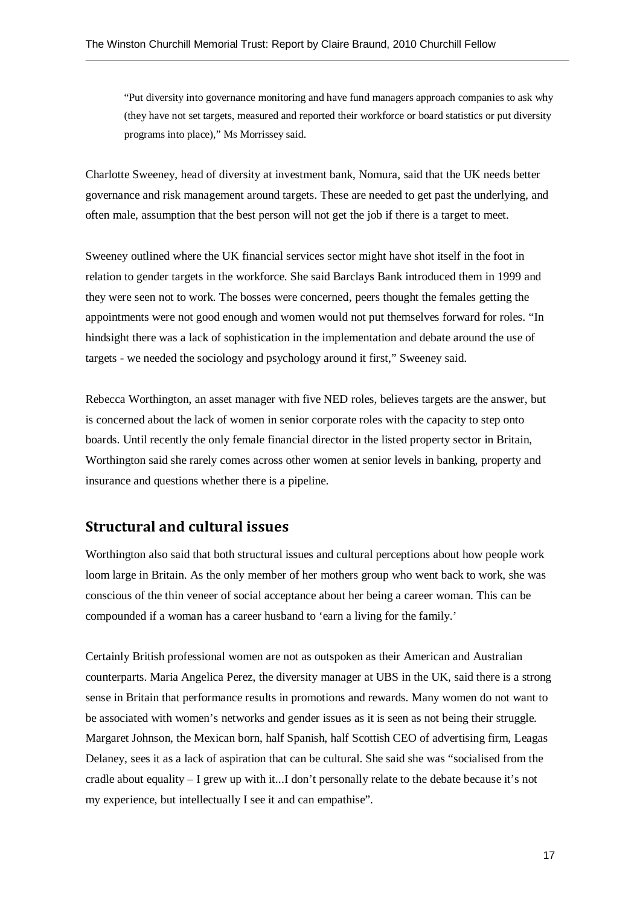> "Put diversity into governance monitoring and have fund managers approach companies to ask why (they have not set targets, measured and reported their workforce or board statistics or put diversity programs into place)," Ms Morrissey said.

Charlotte Sweeney, head of diversity at investment bank, Nomura, said that the UK needs better governance and risk management around targets. These are needed to get past the underlying, and often male, assumption that the best person will not get the job if there is a target to meet.

Sweeney outlined where the UK financial services sector might have shot itself in the foot in relation to gender targets in the workforce. She said Barclays Bank introduced them in 1999 and they were seen not to work. The bosses were concerned, peers thought the females getting the appointments were not good enough and women would not put themselves forward for roles. "In hindsight there was a lack of sophistication in the implementation and debate around the use of targets - we needed the sociology and psychology around it first," Sweeney said.

Rebecca Worthington, an asset manager with five NED roles, believes targets are the answer, but is concerned about the lack of women in senior corporate roles with the capacity to step onto boards. Until recently the only female financial director in the listed property sector in Britain, Worthington said she rarely comes across other women at senior levels in banking, property and insurance and questions whether there is a pipeline.

## Structural and cultural issues

Worthington also said that both structural issues and cultural perceptions about how people work loom large in Britain. As the only member of her mothers group who went back to work, she was conscious of the thin veneer of social acceptance about her being a career woman. This can be compounded if a woman has a career husband to 'earn a living for the family.'

Certainly British professional women are not as outspoken as their American and Australian counterparts. Maria Angelica Perez, the diversity manager at UBS in the UK, said there is a strong sense in Britain that performance results in promotions and rewards. Many women do not want to be associated with women's networks and gender issues as it is seen as not being their struggle. Margaret Johnson, the Mexican born, half Spanish, half Scottish CEO of advertising firm, Leagas Delaney, sees it as a lack of aspiration that can be cultural. She said she was "socialised from the cradle about equality – I grew up with it...I don't personally relate to the debate because it's not my experience, but intellectually I see it and can empathise".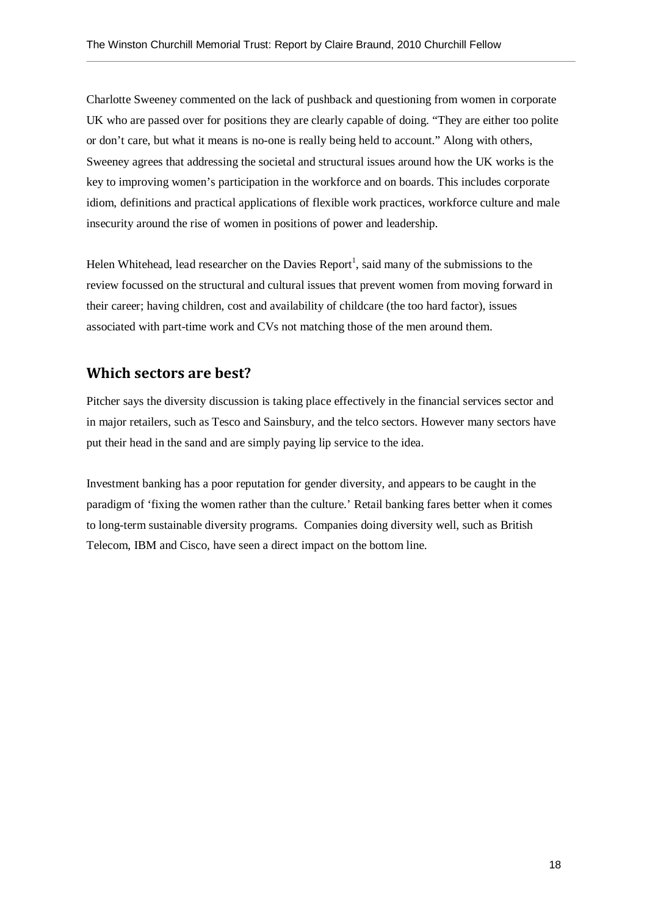Charlotte Sweeney commented on the lack of pushback and questioning from women in corporate UK who are passed over for positions they are clearly capable of doing. "They are either too polite or don't care, but what it means is no-one is really being held to account." Along with others, Sweeney agrees that addressing the societal and structural issues around how the UK works is the key to improving women's participation in the workforce and on boards. This includes corporate idiom, definitions and practical applications of flexible work practices, workforce culture and male insecurity around the rise of women in positions of power and leadership.

Helen Whitehead, lead researcher on the Davies Report[1], said many of the submissions to the review focussed on the structural and cultural issues that prevent women from moving forward in their career; having children, cost and availability of childcare (the too hard factor), issues associated with part-time work and CVs not matching those of the men around them.

## Which sectors are best?

Pitcher says the diversity discussion is taking place effectively in the financial services sector and in major retailers, such as Tesco and Sainsbury, and the telco sectors. However many sectors have put their head in the sand and are simply paying lip service to the idea.

Investment banking has a poor reputation for gender diversity, and appears to be caught in the paradigm of 'fixing the women rather than the culture.' Retail banking fares better when it comes to long-term sustainable diversity programs. Companies doing diversity well, such as British Telecom, IBM and Cisco, have seen a direct impact on the bottom line.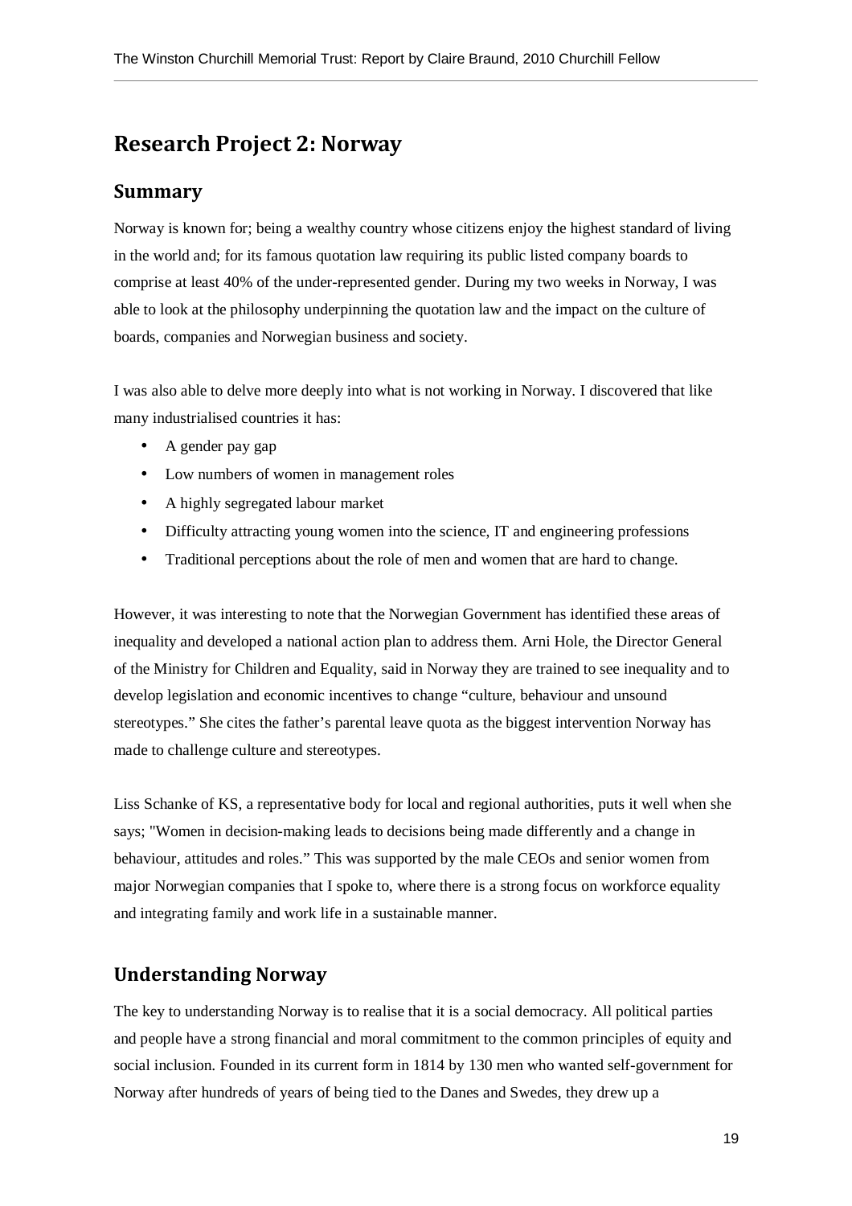## Research Project 2: Norway

### Summary

Norway is known for; being a wealthy country whose citizens enjoy the highest standard of living in the world and; for its famous quotation law requiring its public listed company boards to comprise at least 40% of the under-represented gender. During my two weeks in Norway, I was able to look at the philosophy underpinning the quotation law and the impact on the culture of boards, companies and Norwegian business and society.

I was also able to delve more deeply into what is not working in Norway. I discovered that like many industrialised countries it has:

- A gender pay gap
- Low numbers of women in management roles
- A highly segregated labour market
- Difficulty attracting young women into the science, IT and engineering professions
- Traditional perceptions about the role of men and women that are hard to change.

However, it was interesting to note that the Norwegian Government has identified these areas of inequality and developed a national action plan to address them. Arni Hole, the Director General of the Ministry for Children and Equality, said in Norway they are trained to see inequality and to develop legislation and economic incentives to change "culture, behaviour and unsound stereotypes." She cites the father's parental leave quota as the biggest intervention Norway has made to challenge culture and stereotypes.

Liss Schanke of KS, a representative body for local and regional authorities, puts it well when she says; "Women in decision-making leads to decisions being made differently and a change in behaviour, attitudes and roles." This was supported by the male CEOs and senior women from major Norwegian companies that I spoke to, where there is a strong focus on workforce equality and integrating family and work life in a sustainable manner.

### Understanding Norway

The key to understanding Norway is to realise that it is a social democracy. All political parties and people have a strong financial and moral commitment to the common principles of equity and social inclusion. Founded in its current form in 1814 by 130 men who wanted self-government for Norway after hundreds of years of being tied to the Danes and Swedes, they drew up a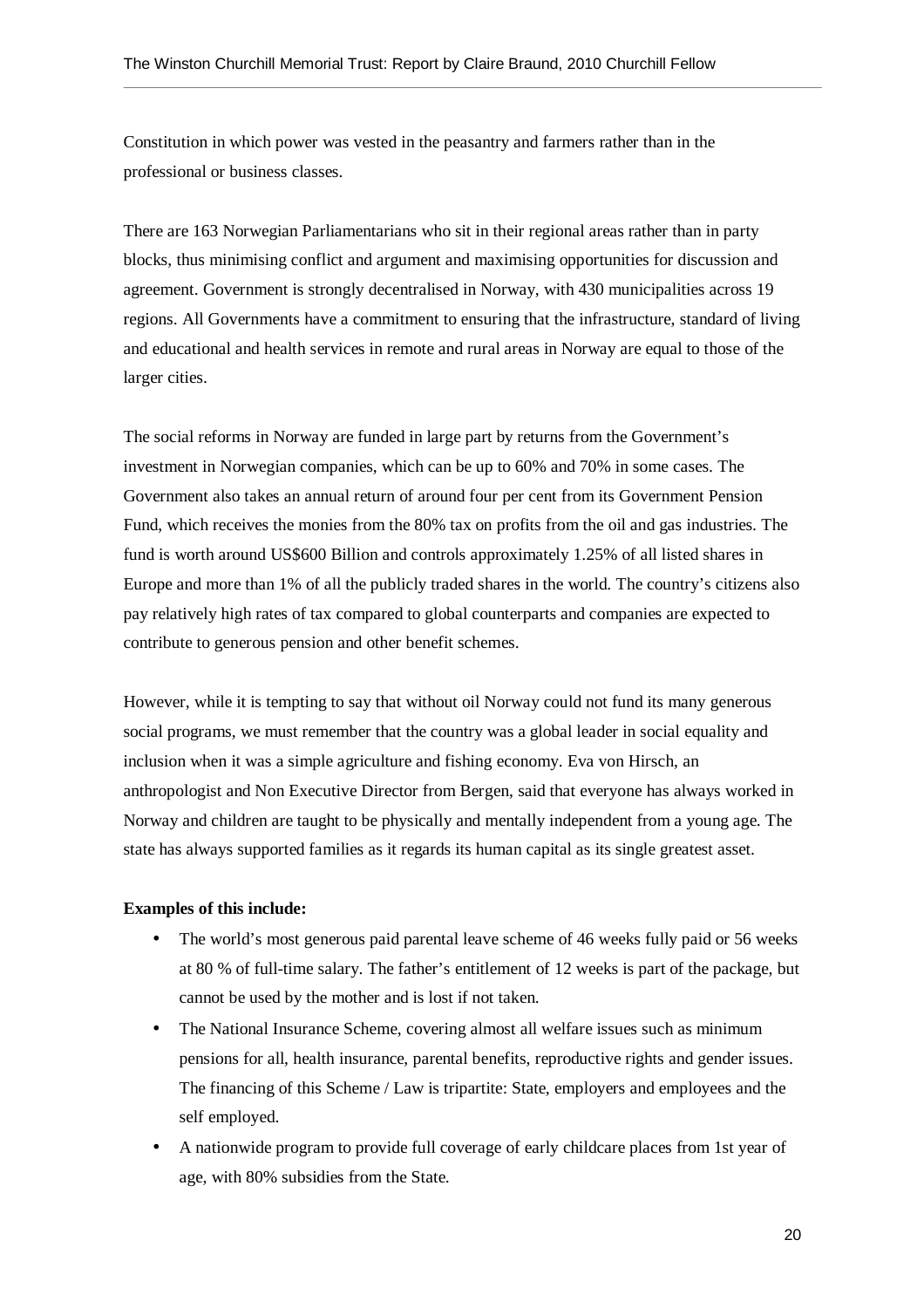Constitution in which power was vested in the peasantry and farmers rather than in the professional or business classes.

There are 163 Norwegian Parliamentarians who sit in their regional areas rather than in party blocks, thus minimising conflict and argument and maximising opportunities for discussion and agreement. Government is strongly decentralised in Norway, with 430 municipalities across 19 regions. All Governments have a commitment to ensuring that the infrastructure, standard of living and educational and health services in remote and rural areas in Norway are equal to those of the larger cities.

The social reforms in Norway are funded in large part by returns from the Government's investment in Norwegian companies, which can be up to 60% and 70% in some cases. The Government also takes an annual return of around four per cent from its Government Pension Fund, which receives the monies from the 80% tax on profits from the oil and gas industries. The fund is worth around US$600 Billion and controls approximately 1.25% of all listed shares in Europe and more than 1% of all the publicly traded shares in the world. The country's citizens also pay relatively high rates of tax compared to global counterparts and companies are expected to contribute to generous pension and other benefit schemes.

However, while it is tempting to say that without oil Norway could not fund its many generous social programs, we must remember that the country was a global leader in social equality and inclusion when it was a simple agriculture and fishing economy. Eva von Hirsch, an anthropologist and Non Executive Director from Bergen, said that everyone has always worked in Norway and children are taught to be physically and mentally independent from a young age. The state has always supported families as it regards its human capital as its single greatest asset.

**Examples of this include:**

- The world's most generous paid parental leave scheme of 46 weeks fully paid or 56 weeks at 80 % of full-time salary. The father's entitlement of 12 weeks is part of the package, but cannot be used by the mother and is lost if not taken.
- The National Insurance Scheme, covering almost all welfare issues such as minimum pensions for all, health insurance, parental benefits, reproductive rights and gender issues. The financing of this Scheme / Law is tripartite: State, employers and employees and the self employed.
- A nationwide program to provide full coverage of early childcare places from 1st year of age, with 80% subsidies from the State.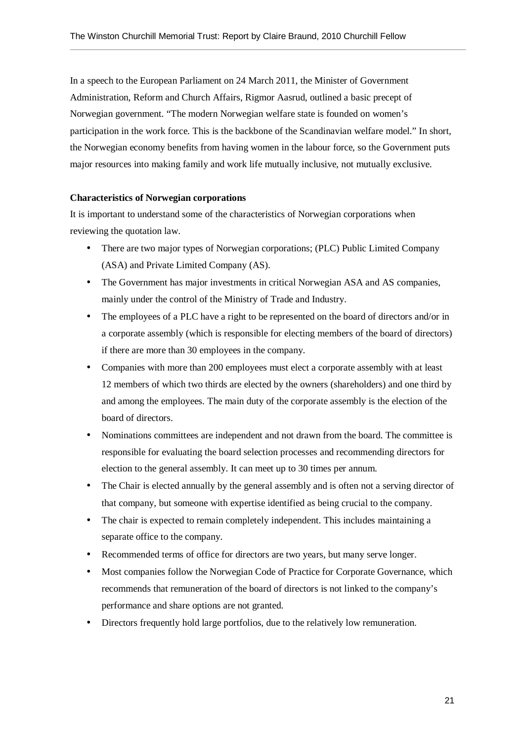In a speech to the European Parliament on 24 March 2011, the Minister of Government Administration, Reform and Church Affairs, Rigmor Aasrud, outlined a basic precept of Norwegian government. "The modern Norwegian welfare state is founded on women's participation in the work force. This is the backbone of the Scandinavian welfare model." In short, the Norwegian economy benefits from having women in the labour force, so the Government puts major resources into making family and work life mutually inclusive, not mutually exclusive.

**Characteristics of Norwegian corporations**

It is important to understand some of the characteristics of Norwegian corporations when reviewing the quotation law.

- There are two major types of Norwegian corporations; (PLC) Public Limited Company (ASA) and Private Limited Company (AS).
- The Government has major investments in critical Norwegian ASA and AS companies, mainly under the control of the Ministry of Trade and Industry.
- The employees of a PLC have a right to be represented on the board of directors and/or in a corporate assembly (which is responsible for electing members of the board of directors) if there are more than 30 employees in the company.
- Companies with more than 200 employees must elect a corporate assembly with at least 12 members of which two thirds are elected by the owners (shareholders) and one third by and among the employees. The main duty of the corporate assembly is the election of the board of directors.
- Nominations committees are independent and not drawn from the board. The committee is responsible for evaluating the board selection processes and recommending directors for election to the general assembly. It can meet up to 30 times per annum.
- The Chair is elected annually by the general assembly and is often not a serving director of that company, but someone with expertise identified as being crucial to the company.
- The chair is expected to remain completely independent. This includes maintaining a separate office to the company.
- Recommended terms of office for directors are two years, but many serve longer.
- Most companies follow the Norwegian Code of Practice for Corporate Governance, which recommends that remuneration of the board of directors is not linked to the company's performance and share options are not granted.
- Directors frequently hold large portfolios, due to the relatively low remuneration.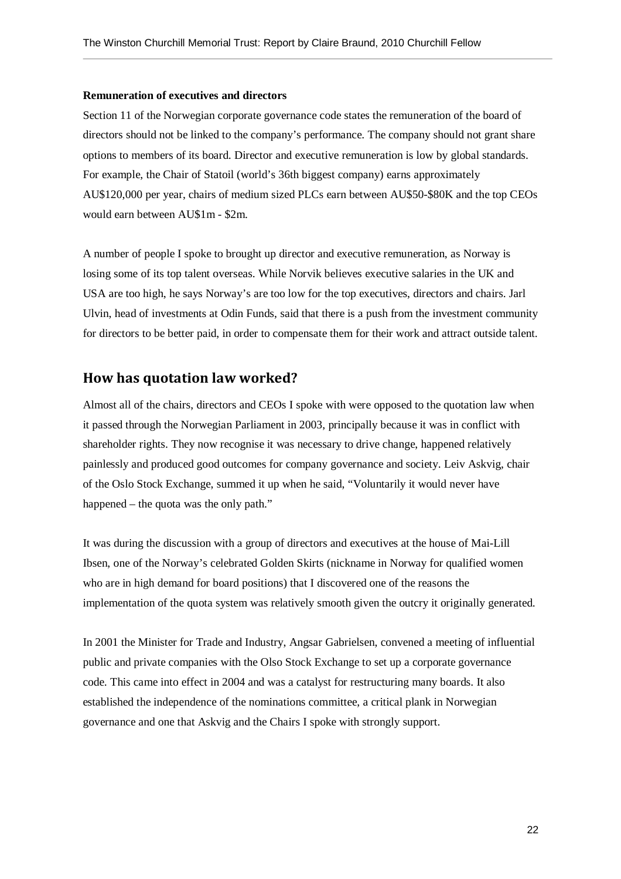**Remuneration of executives and directors**

Section 11 of the Norwegian corporate governance code states the remuneration of the board of directors should not be linked to the company's performance. The company should not grant share options to members of its board. Director and executive remuneration is low by global standards. For example, the Chair of Statoil (world's 36th biggest company) earns approximately AU$120,000 per year, chairs of medium sized PLCs earn between AU$50-$80K and the top CEOs would earn between AU$1m - $2m.

A number of people I spoke to brought up director and executive remuneration, as Norway is losing some of its top talent overseas. While Norvik believes executive salaries in the UK and USA are too high, he says Norway's are too low for the top executives, directors and chairs. Jarl Ulvin, head of investments at Odin Funds, said that there is a push from the investment community for directors to be better paid, in order to compensate them for their work and attract outside talent.

## How has quotation law worked?

Almost all of the chairs, directors and CEOs I spoke with were opposed to the quotation law when it passed through the Norwegian Parliament in 2003, principally because it was in conflict with shareholder rights. They now recognise it was necessary to drive change, happened relatively painlessly and produced good outcomes for company governance and society. Leiv Askvig, chair of the Oslo Stock Exchange, summed it up when he said, "Voluntarily it would never have happened – the quota was the only path."

It was during the discussion with a group of directors and executives at the house of Mai-Lill Ibsen, one of the Norway's celebrated Golden Skirts (nickname in Norway for qualified women who are in high demand for board positions) that I discovered one of the reasons the implementation of the quota system was relatively smooth given the outcry it originally generated.

In 2001 the Minister for Trade and Industry, Angsar Gabrielsen, convened a meeting of influential public and private companies with the Olso Stock Exchange to set up a corporate governance code. This came into effect in 2004 and was a catalyst for restructuring many boards. It also established the independence of the nominations committee, a critical plank in Norwegian governance and one that Askvig and the Chairs I spoke with strongly support.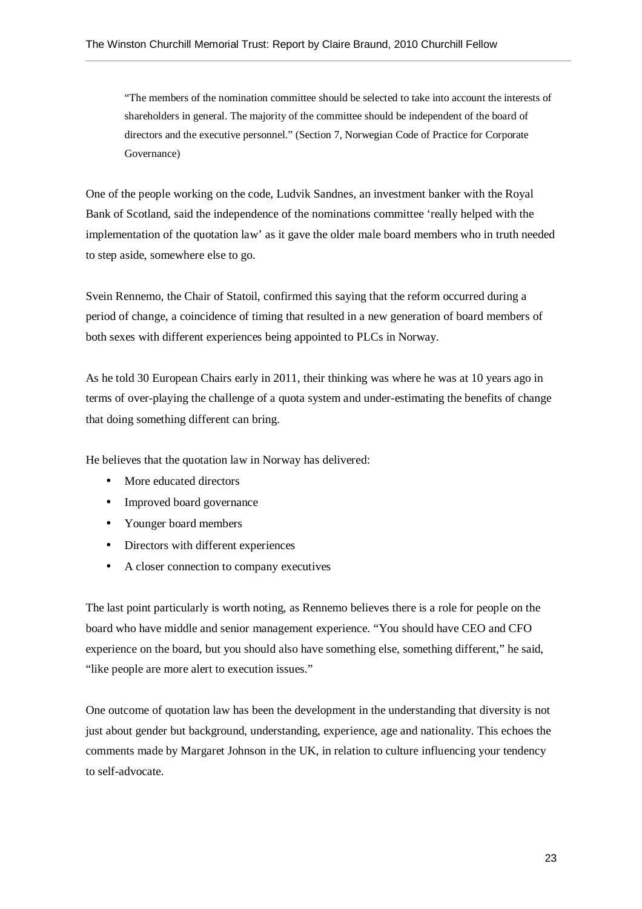> "The members of the nomination committee should be selected to take into account the interests of shareholders in general. The majority of the committee should be independent of the board of directors and the executive personnel." (Section 7, Norwegian Code of Practice for Corporate Governance)

One of the people working on the code, Ludvik Sandnes, an investment banker with the Royal Bank of Scotland, said the independence of the nominations committee 'really helped with the implementation of the quotation law' as it gave the older male board members who in truth needed to step aside, somewhere else to go.

Svein Rennemo, the Chair of Statoil, confirmed this saying that the reform occurred during a period of change, a coincidence of timing that resulted in a new generation of board members of both sexes with different experiences being appointed to PLCs in Norway.

As he told 30 European Chairs early in 2011, their thinking was where he was at 10 years ago in terms of over-playing the challenge of a quota system and under-estimating the benefits of change that doing something different can bring.

He believes that the quotation law in Norway has delivered:

- More educated directors
- Improved board governance
- Younger board members
- Directors with different experiences
- A closer connection to company executives

The last point particularly is worth noting, as Rennemo believes there is a role for people on the board who have middle and senior management experience. "You should have CEO and CFO experience on the board, but you should also have something else, something different," he said, "like people are more alert to execution issues."

One outcome of quotation law has been the development in the understanding that diversity is not just about gender but background, understanding, experience, age and nationality. This echoes the comments made by Margaret Johnson in the UK, in relation to culture influencing your tendency to self-advocate.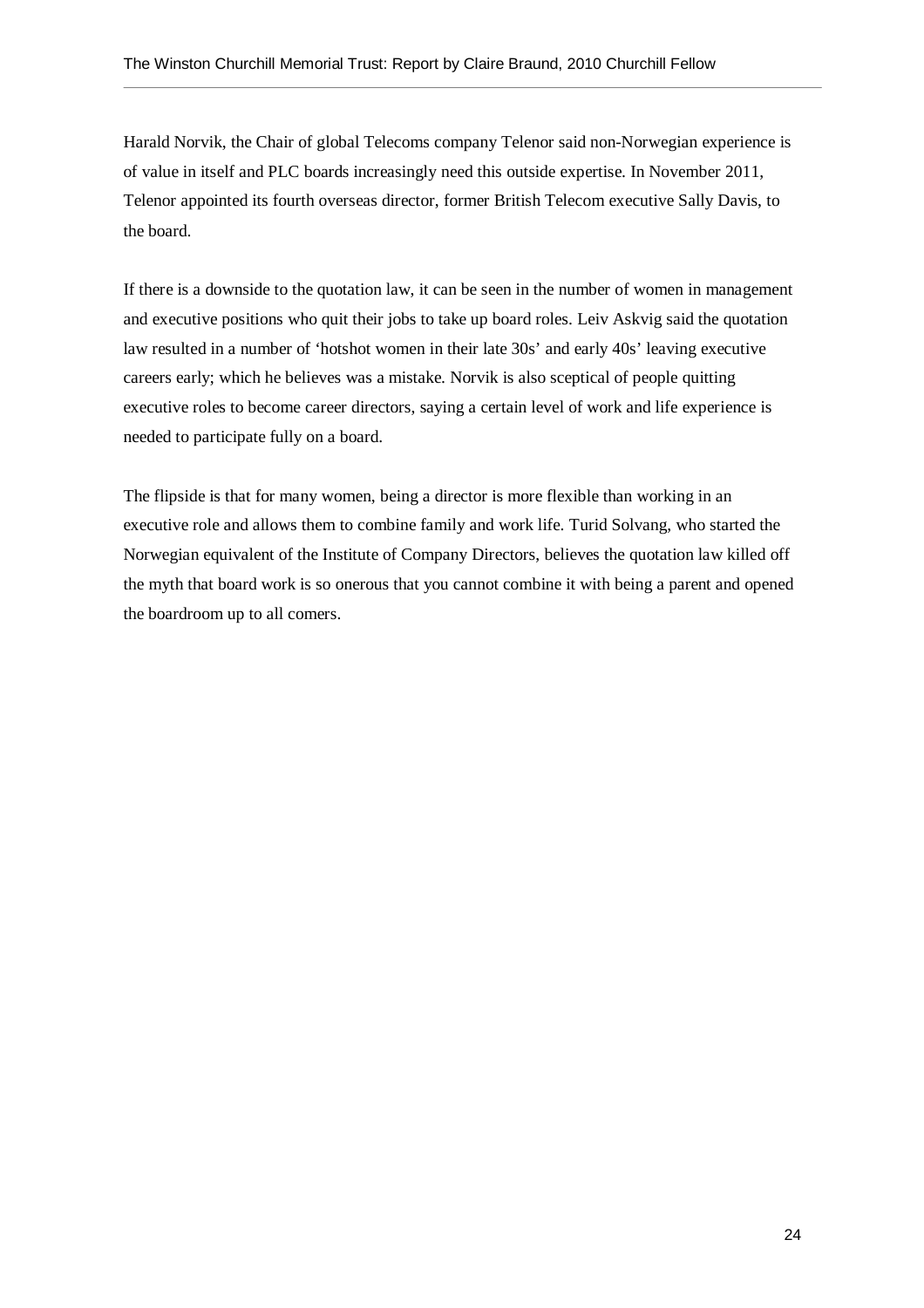Harald Norvik, the Chair of global Telecoms company Telenor said non-Norwegian experience is of value in itself and PLC boards increasingly need this outside expertise. In November 2011, Telenor appointed its fourth overseas director, former British Telecom executive Sally Davis, to the board.

If there is a downside to the quotation law, it can be seen in the number of women in management and executive positions who quit their jobs to take up board roles. Leiv Askvig said the quotation law resulted in a number of 'hotshot women in their late 30s' and early 40s' leaving executive careers early; which he believes was a mistake. Norvik is also sceptical of people quitting executive roles to become career directors, saying a certain level of work and life experience is needed to participate fully on a board.

The flipside is that for many women, being a director is more flexible than working in an executive role and allows them to combine family and work life. Turid Solvang, who started the Norwegian equivalent of the Institute of Company Directors, believes the quotation law killed off the myth that board work is so onerous that you cannot combine it with being a parent and opened the boardroom up to all comers.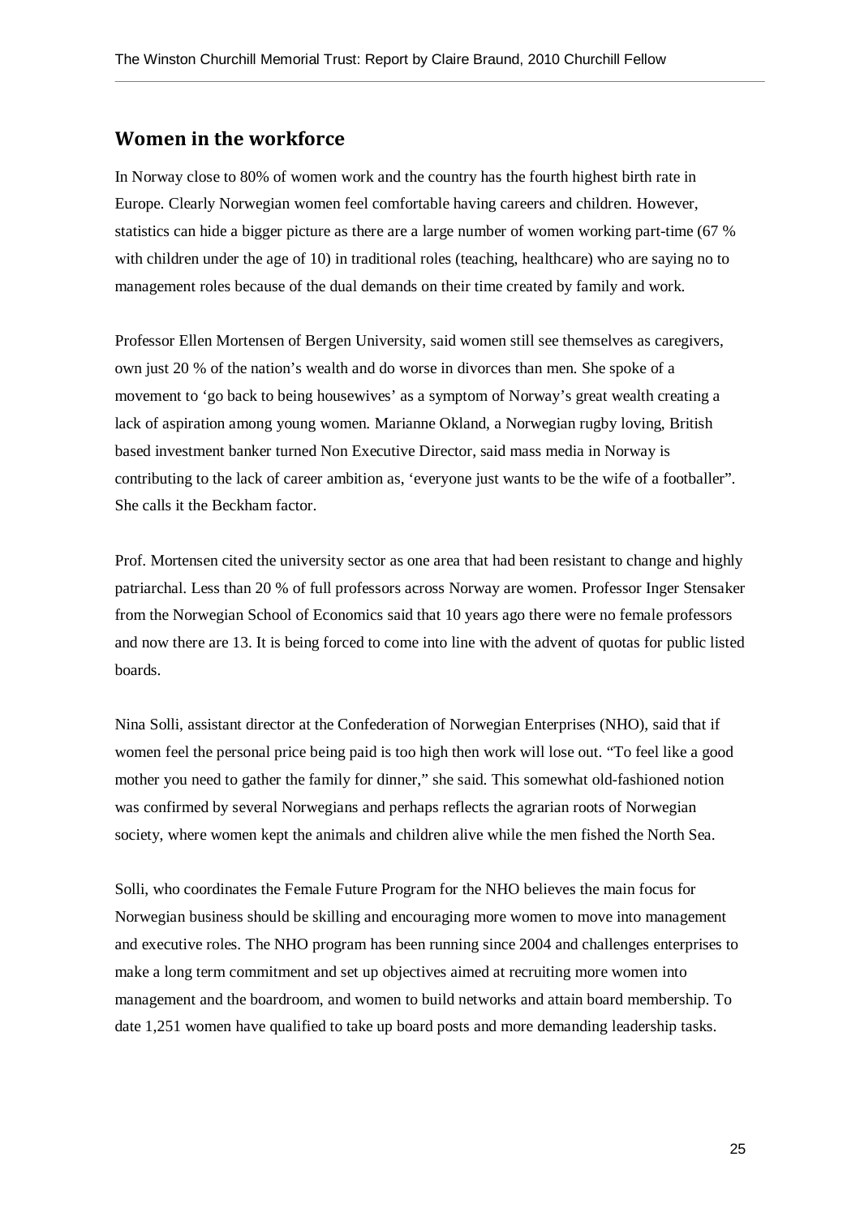## Women in the workforce

In Norway close to 80% of women work and the country has the fourth highest birth rate in Europe. Clearly Norwegian women feel comfortable having careers and children. However, statistics can hide a bigger picture as there are a large number of women working part-time (67 % with children under the age of 10) in traditional roles (teaching, healthcare) who are saying no to management roles because of the dual demands on their time created by family and work.

Professor Ellen Mortensen of Bergen University, said women still see themselves as caregivers, own just 20 % of the nation's wealth and do worse in divorces than men. She spoke of a movement to 'go back to being housewives' as a symptom of Norway's great wealth creating a lack of aspiration among young women. Marianne Okland, a Norwegian rugby loving, British based investment banker turned Non Executive Director, said mass media in Norway is contributing to the lack of career ambition as, 'everyone just wants to be the wife of a footballer". She calls it the Beckham factor.

Prof. Mortensen cited the university sector as one area that had been resistant to change and highly patriarchal. Less than 20 % of full professors across Norway are women. Professor Inger Stensaker from the Norwegian School of Economics said that 10 years ago there were no female professors and now there are 13. It is being forced to come into line with the advent of quotas for public listed boards.

Nina Solli, assistant director at the Confederation of Norwegian Enterprises (NHO), said that if women feel the personal price being paid is too high then work will lose out. "To feel like a good mother you need to gather the family for dinner," she said. This somewhat old-fashioned notion was confirmed by several Norwegians and perhaps reflects the agrarian roots of Norwegian society, where women kept the animals and children alive while the men fished the North Sea.

Solli, who coordinates the Female Future Program for the NHO believes the main focus for Norwegian business should be skilling and encouraging more women to move into management and executive roles. The NHO program has been running since 2004 and challenges enterprises to make a long term commitment and set up objectives aimed at recruiting more women into management and the boardroom, and women to build networks and attain board membership. To date 1,251 women have qualified to take up board posts and more demanding leadership tasks.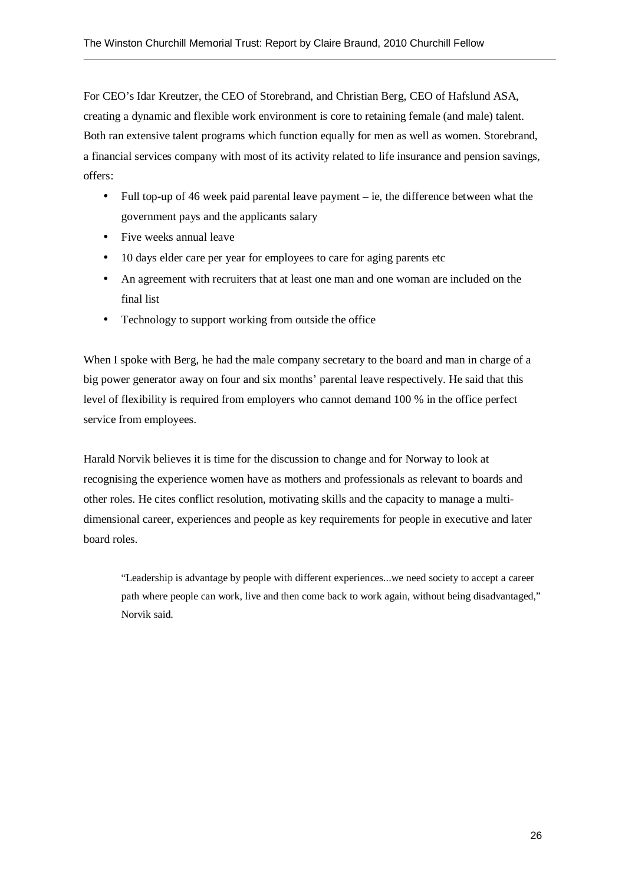For CEO's Idar Kreutzer, the CEO of Storebrand, and Christian Berg, CEO of Hafslund ASA, creating a dynamic and flexible work environment is core to retaining female (and male) talent. Both ran extensive talent programs which function equally for men as well as women. Storebrand, a financial services company with most of its activity related to life insurance and pension savings, offers:

- Full top-up of 46 week paid parental leave payment – ie, the difference between what the government pays and the applicants salary
- Five weeks annual leave
- 10 days elder care per year for employees to care for aging parents etc
- An agreement with recruiters that at least one man and one woman are included on the final list
- Technology to support working from outside the office

When I spoke with Berg, he had the male company secretary to the board and man in charge of a big power generator away on four and six months' parental leave respectively. He said that this level of flexibility is required from employers who cannot demand 100 % in the office perfect service from employees.

Harald Norvik believes it is time for the discussion to change and for Norway to look at recognising the experience women have as mothers and professionals as relevant to boards and other roles. He cites conflict resolution, motivating skills and the capacity to manage a multi-dimensional career, experiences and people as key requirements for people in executive and later board roles.

> "Leadership is advantage by people with different experiences...we need society to accept a career path where people can work, live and then come back to work again, without being disadvantaged," Norvik said.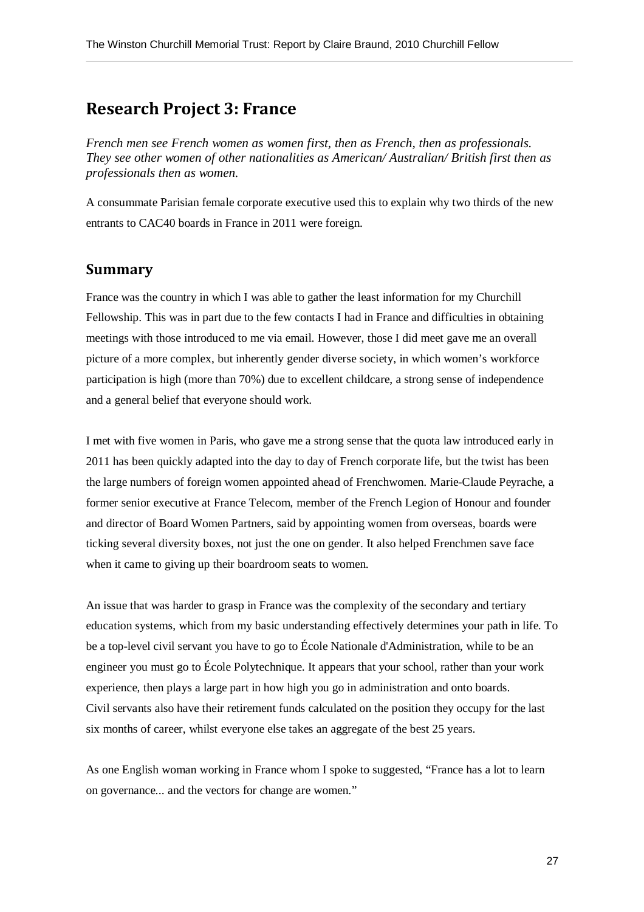# Research Project 3: France

*French men see French women as women first, then as French, then as professionals. They see other women of other nationalities as American/ Australian/ British first then as professionals then as women.*

A consummate Parisian female corporate executive used this to explain why two thirds of the new entrants to CAC40 boards in France in 2011 were foreign.

## Summary

France was the country in which I was able to gather the least information for my Churchill Fellowship. This was in part due to the few contacts I had in France and difficulties in obtaining meetings with those introduced to me via email. However, those I did meet gave me an overall picture of a more complex, but inherently gender diverse society, in which women's workforce participation is high (more than 70%) due to excellent childcare, a strong sense of independence and a general belief that everyone should work.

I met with five women in Paris, who gave me a strong sense that the quota law introduced early in 2011 has been quickly adapted into the day to day of French corporate life, but the twist has been the large numbers of foreign women appointed ahead of Frenchwomen. Marie-Claude Peyrache, a former senior executive at France Telecom, member of the French Legion of Honour and founder and director of Board Women Partners, said by appointing women from overseas, boards were ticking several diversity boxes, not just the one on gender. It also helped Frenchmen save face when it came to giving up their boardroom seats to women.

An issue that was harder to grasp in France was the complexity of the secondary and tertiary education systems, which from my basic understanding effectively determines your path in life. To be a top-level civil servant you have to go to École Nationale d'Administration, while to be an engineer you must go to École Polytechnique. It appears that your school, rather than your work experience, then plays a large part in how high you go in administration and onto boards. Civil servants also have their retirement funds calculated on the position they occupy for the last six months of career, whilst everyone else takes an aggregate of the best 25 years.

As one English woman working in France whom I spoke to suggested, "France has a lot to learn on governance... and the vectors for change are women."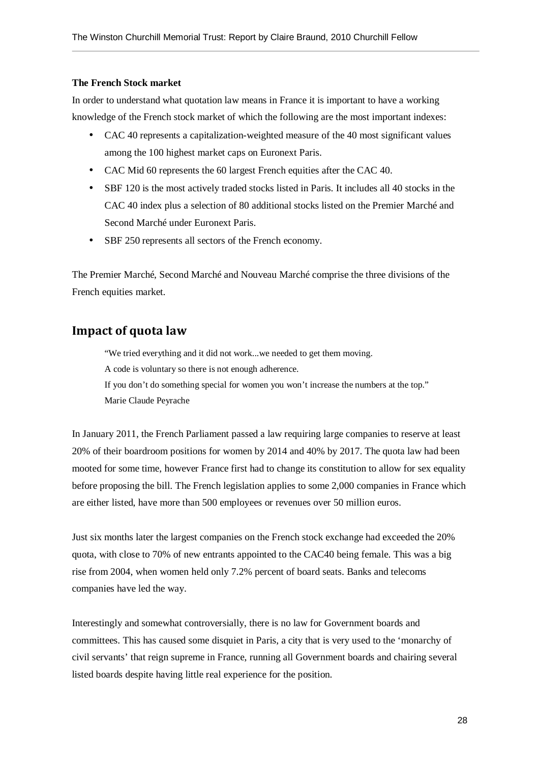**The French Stock market**

In order to understand what quotation law means in France it is important to have a working knowledge of the French stock market of which the following are the most important indexes:

- CAC 40 represents a capitalization-weighted measure of the 40 most significant values among the 100 highest market caps on Euronext Paris.
- CAC Mid 60 represents the 60 largest French equities after the CAC 40.
- SBF 120 is the most actively traded stocks listed in Paris. It includes all 40 stocks in the CAC 40 index plus a selection of 80 additional stocks listed on the Premier Marché and Second Marché under Euronext Paris.
- SBF 250 represents all sectors of the French economy.

The Premier Marché, Second Marché and Nouveau Marché comprise the three divisions of the French equities market.

## Impact of quota law

> "We tried everything and it did not work...we needed to get them moving.
> A code is voluntary so there is not enough adherence.
> If you don't do something special for women you won't increase the numbers at the top."
> Marie Claude Peyrache

In January 2011, the French Parliament passed a law requiring large companies to reserve at least 20% of their boardroom positions for women by 2014 and 40% by 2017. The quota law had been mooted for some time, however France first had to change its constitution to allow for sex equality before proposing the bill. The French legislation applies to some 2,000 companies in France which are either listed, have more than 500 employees or revenues over 50 million euros.

Just six months later the largest companies on the French stock exchange had exceeded the 20% quota, with close to 70% of new entrants appointed to the CAC40 being female. This was a big rise from 2004, when women held only 7.2% percent of board seats. Banks and telecoms companies have led the way.

Interestingly and somewhat controversially, there is no law for Government boards and committees. This has caused some disquiet in Paris, a city that is very used to the 'monarchy of civil servants' that reign supreme in France, running all Government boards and chairing several listed boards despite having little real experience for the position.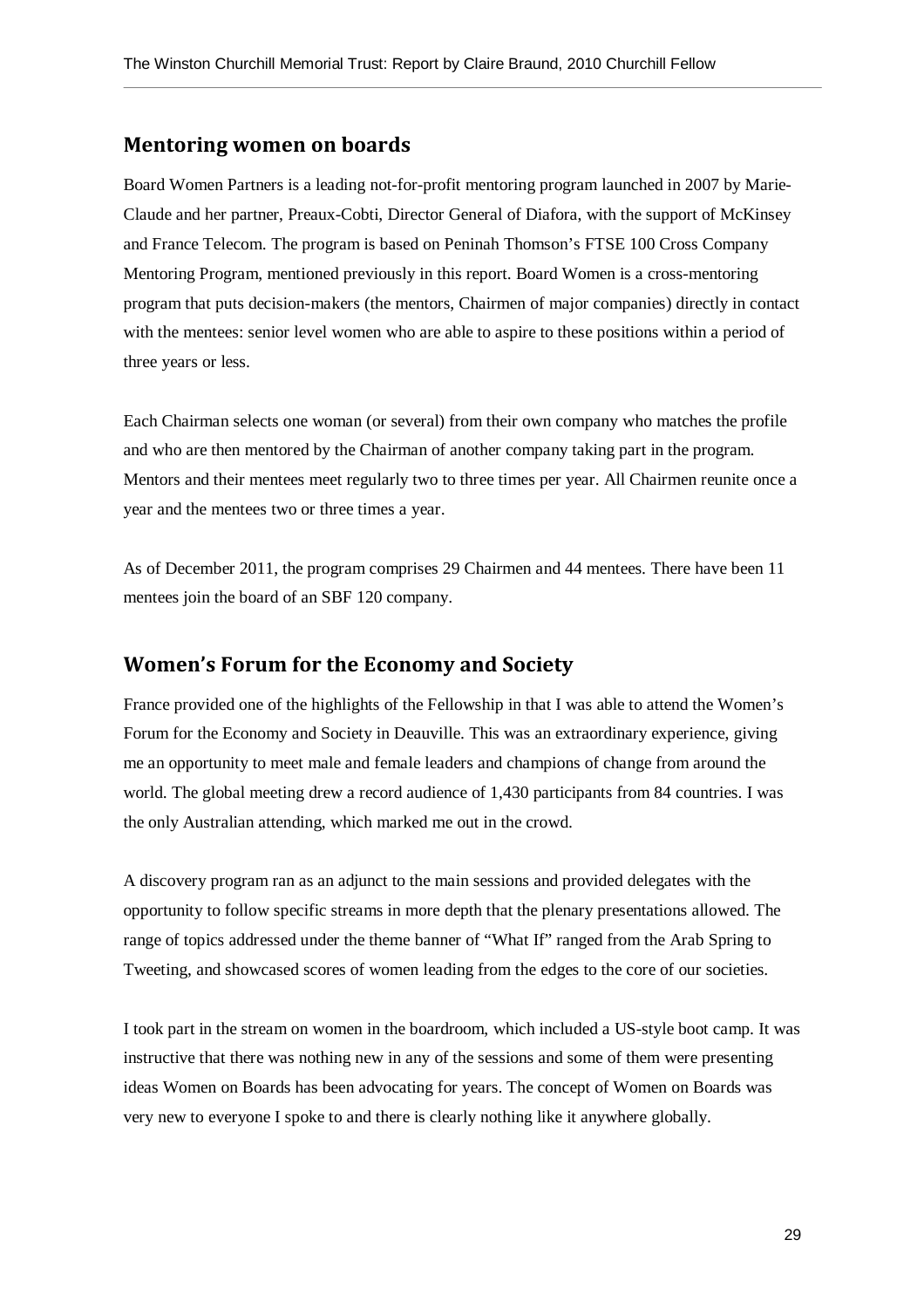## Mentoring women on boards

Board Women Partners is a leading not-for-profit mentoring program launched in 2007 by Marie-Claude and her partner, Preaux-Cobti, Director General of Diafora, with the support of McKinsey and France Telecom. The program is based on Peninah Thomson's FTSE 100 Cross Company Mentoring Program, mentioned previously in this report. Board Women is a cross-mentoring program that puts decision-makers (the mentors, Chairmen of major companies) directly in contact with the mentees: senior level women who are able to aspire to these positions within a period of three years or less.

Each Chairman selects one woman (or several) from their own company who matches the profile and who are then mentored by the Chairman of another company taking part in the program. Mentors and their mentees meet regularly two to three times per year. All Chairmen reunite once a year and the mentees two or three times a year.

As of December 2011, the program comprises 29 Chairmen and 44 mentees. There have been 11 mentees join the board of an SBF 120 company.

## Women's Forum for the Economy and Society

France provided one of the highlights of the Fellowship in that I was able to attend the Women's Forum for the Economy and Society in Deauville. This was an extraordinary experience, giving me an opportunity to meet male and female leaders and champions of change from around the world. The global meeting drew a record audience of 1,430 participants from 84 countries. I was the only Australian attending, which marked me out in the crowd.

A discovery program ran as an adjunct to the main sessions and provided delegates with the opportunity to follow specific streams in more depth that the plenary presentations allowed. The range of topics addressed under the theme banner of "What If" ranged from the Arab Spring to Tweeting, and showcased scores of women leading from the edges to the core of our societies.

I took part in the stream on women in the boardroom, which included a US-style boot camp. It was instructive that there was nothing new in any of the sessions and some of them were presenting ideas Women on Boards has been advocating for years. The concept of Women on Boards was very new to everyone I spoke to and there is clearly nothing like it anywhere globally.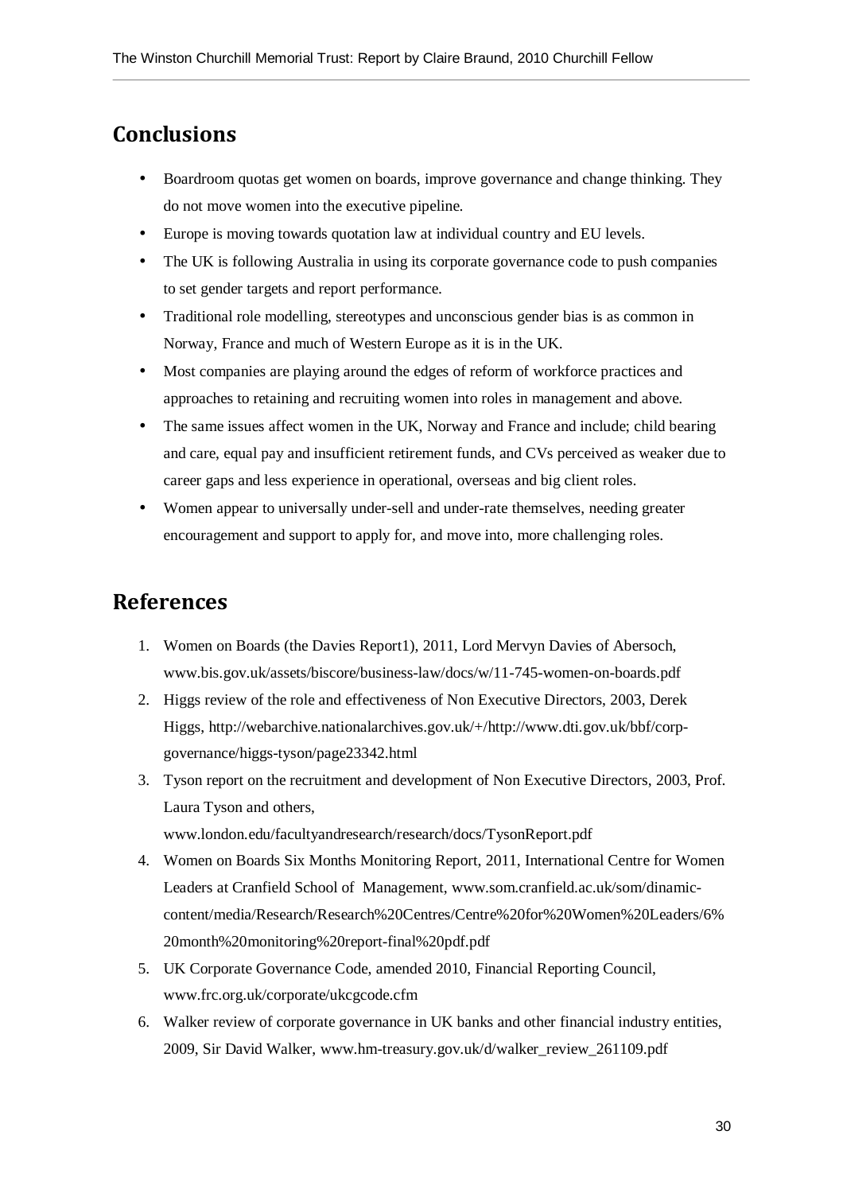## Conclusions

- Boardroom quotas get women on boards, improve governance and change thinking. They do not move women into the executive pipeline.
- Europe is moving towards quotation law at individual country and EU levels.
- The UK is following Australia in using its corporate governance code to push companies to set gender targets and report performance.
- Traditional role modelling, stereotypes and unconscious gender bias is as common in Norway, France and much of Western Europe as it is in the UK.
- Most companies are playing around the edges of reform of workforce practices and approaches to retaining and recruiting women into roles in management and above.
- The same issues affect women in the UK, Norway and France and include; child bearing and care, equal pay and insufficient retirement funds, and CVs perceived as weaker due to career gaps and less experience in operational, overseas and big client roles.
- Women appear to universally under-sell and under-rate themselves, needing greater encouragement and support to apply for, and move into, more challenging roles.

## References

1. Women on Boards (the Davies Report1), 2011, Lord Mervyn Davies of Abersoch, www.bis.gov.uk/assets/biscore/business-law/docs/w/11-745-women-on-boards.pdf
2. Higgs review of the role and effectiveness of Non Executive Directors, 2003, Derek Higgs, http://webarchive.nationalarchives.gov.uk/+/http://www.dti.gov.uk/bbf/corp-governance/higgs-tyson/page23342.html
3. Tyson report on the recruitment and development of Non Executive Directors, 2003, Prof. Laura Tyson and others, www.london.edu/facultyandresearch/research/docs/TysonReport.pdf
4. Women on Boards Six Months Monitoring Report, 2011, International Centre for Women Leaders at Cranfield School of Management, www.som.cranfield.ac.uk/som/dinamic-content/media/Research/Research%20Centres/Centre%20for%20Women%20Leaders/6%20month%20monitoring%20report-final%20pdf.pdf
5. UK Corporate Governance Code, amended 2010, Financial Reporting Council, www.frc.org.uk/corporate/ukcgcode.cfm
6. Walker review of corporate governance in UK banks and other financial industry entities, 2009, Sir David Walker, www.hm-treasury.gov.uk/d/walker_review_261109.pdf